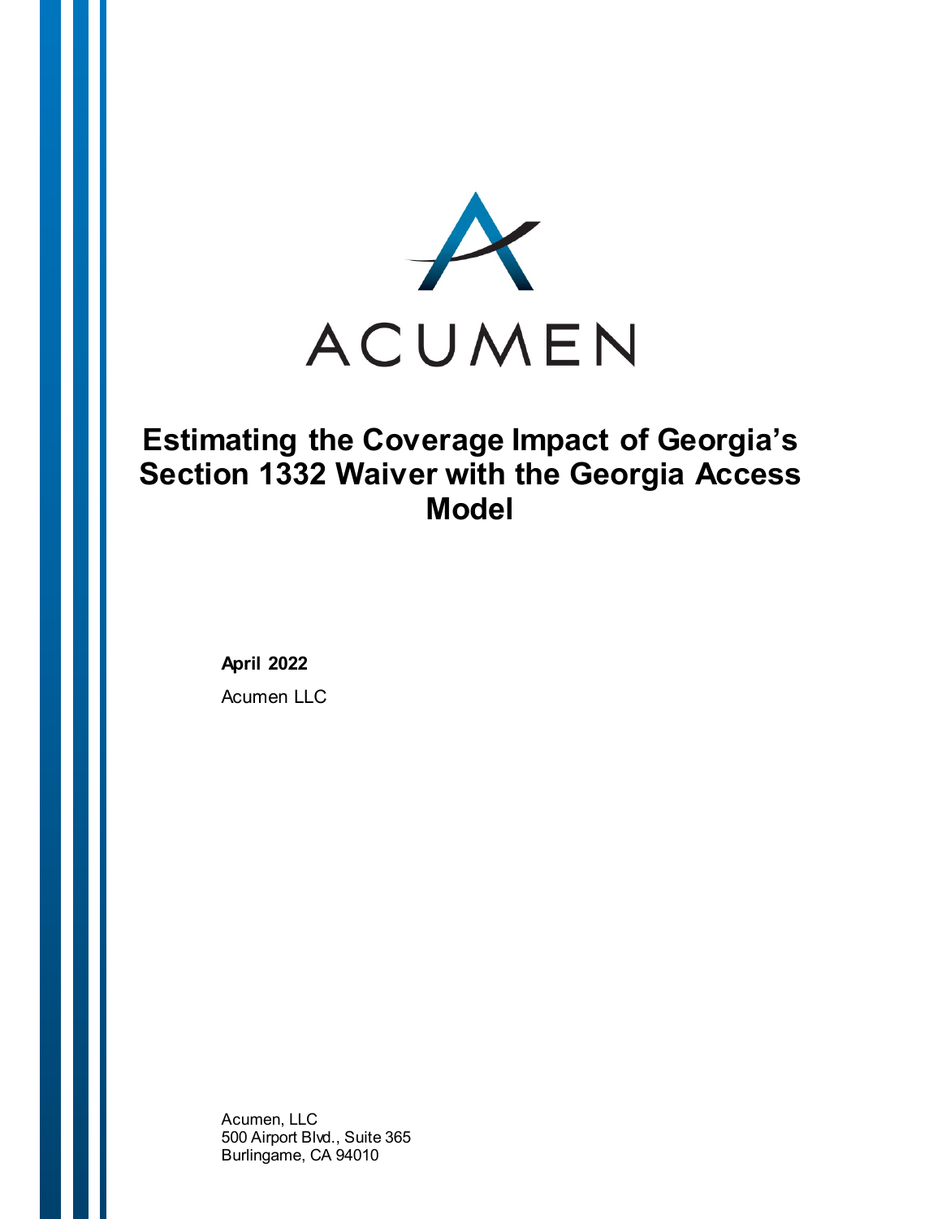ACUMEN

# Estimating the Coverage Impact of Georgia's Section 1332 Waiver with the Georgia Access Model

**April 2022**

Acumen LLC

Acumen, LLC
500 Airport Blvd., Suite 365
Burlingame, CA 94010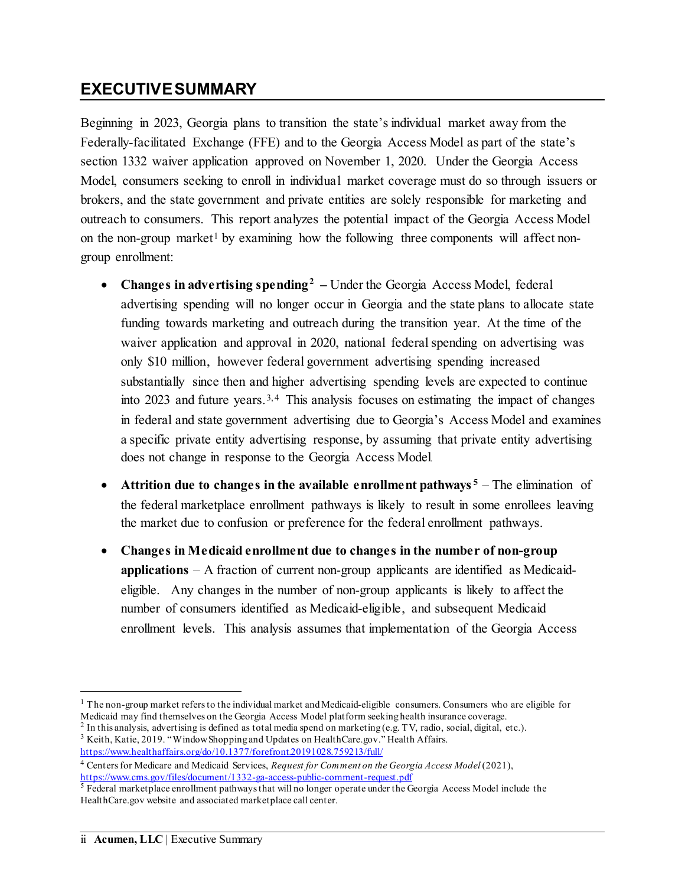## EXECUTIVE SUMMARY

Beginning in 2023, Georgia plans to transition the state's individual market away from the Federally-facilitated Exchange (FFE) and to the Georgia Access Model as part of the state's section 1332 waiver application approved on November 1, 2020. Under the Georgia Access Model, consumers seeking to enroll in individual market coverage must do so through issuers or brokers, and the state government and private entities are solely responsible for marketing and outreach to consumers. This report analyzes the potential impact of the Georgia Access Model on the non-group market[1] by examining how the following three components will affect non-group enrollment:

- **Changes in advertising spending[2]** – Under the Georgia Access Model, federal advertising spending will no longer occur in Georgia and the state plans to allocate state funding towards marketing and outreach during the transition year. At the time of the waiver application and approval in 2020, national federal spending on advertising was only $10 million, however federal government advertising spending increased substantially since then and higher advertising spending levels are expected to continue into 2023 and future years.[3,4] This analysis focuses on estimating the impact of changes in federal and state government advertising due to Georgia's Access Model and examines a specific private entity advertising response, by assuming that private entity advertising does not change in response to the Georgia Access Model.
- **Attrition due to changes in the available enrollment pathways[5]** – The elimination of the federal marketplace enrollment pathways is likely to result in some enrollees leaving the market due to confusion or preference for the federal enrollment pathways.
- **Changes in Medicaid enrollment due to changes in the number of non-group applications** – A fraction of current non-group applicants are identified as Medicaid-eligible. Any changes in the number of non-group applicants is likely to affect the number of consumers identified as Medicaid-eligible, and subsequent Medicaid enrollment levels. This analysis assumes that implementation of the Georgia Access

---

[1] The non-group market refers to the individual market and Medicaid-eligible consumers. Consumers who are eligible for Medicaid may find themselves on the Georgia Access Model platform seeking health insurance coverage.

[2] In this analysis, advertising is defined as total media spend on marketing (e.g. TV, radio, social, digital, etc.).

[3] Keith, Katie, 2019. "Window Shopping and Updates on HealthCare.gov." Health Affairs. https://www.healthaffairs.org/do/10.1377/forefront.20191028.759213/full/

[4] Centers for Medicare and Medicaid Services, *Request for Comment on the Georgia Access Model* (2021), https://www.cms.gov/files/document/1332-ga-access-public-comment-request.pdf

[5] Federal marketplace enrollment pathways that will no longer operate under the Georgia Access Model include the HealthCare.gov website and associated marketplace call center.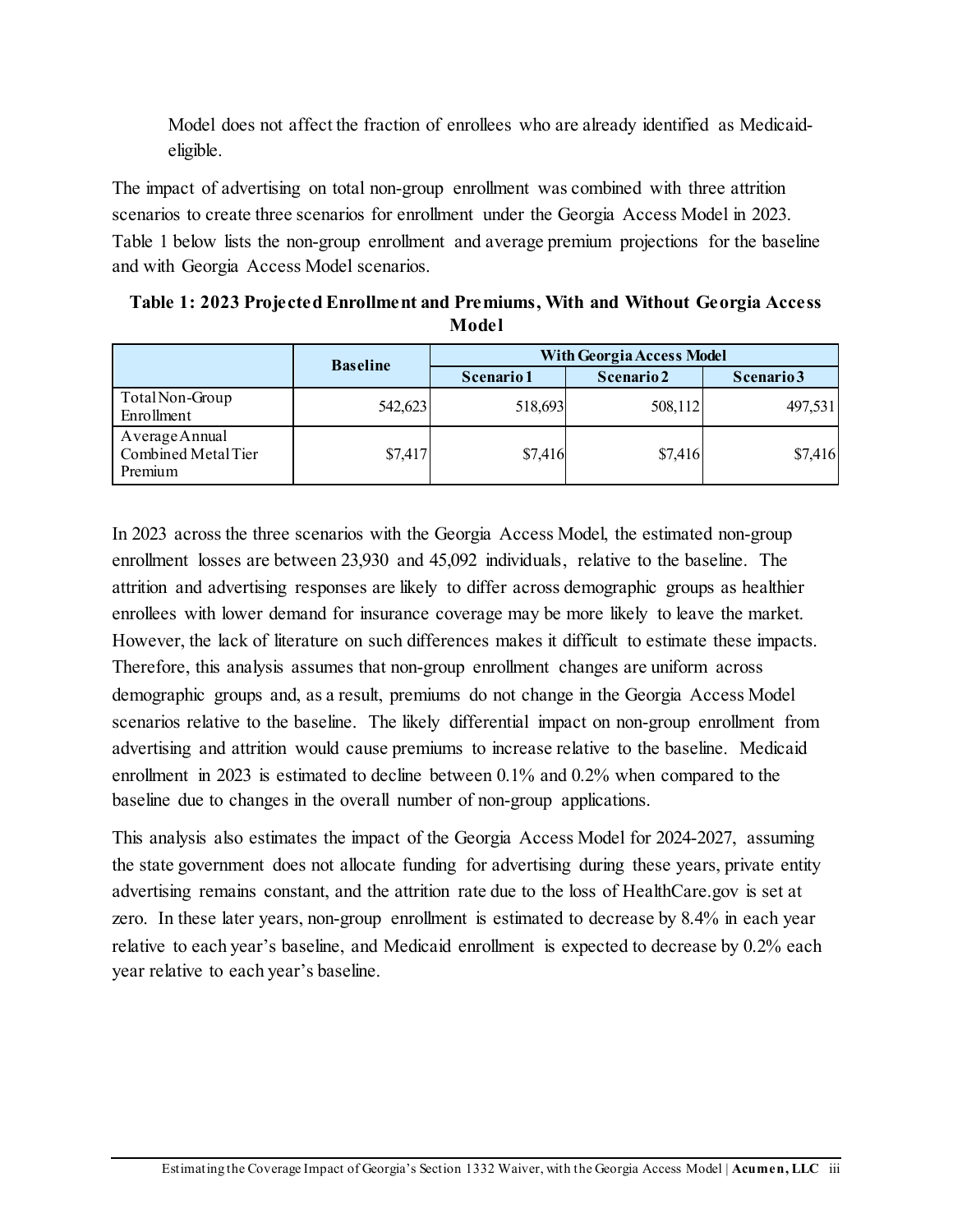Model does not affect the fraction of enrollees who are already identified as Medicaid-eligible.

The impact of advertising on total non-group enrollment was combined with three attrition scenarios to create three scenarios for enrollment under the Georgia Access Model in 2023. Table 1 below lists the non-group enrollment and average premium projections for the baseline and with Georgia Access Model scenarios.

**Table 1: 2023 Projected Enrollment and Premiums, With and Without Georgia Access Model**

| | Baseline | With Georgia Access Model | | |
|---|---|---|---|---|
| | | Scenario 1 | Scenario 2 | Scenario 3 |
| Total Non-Group Enrollment | 542,623 | 518,693 | 508,112 | 497,531 |
| Average Annual Combined Metal Tier Premium | $7,417 | $7,416 | $7,416 | $7,416 |

In 2023 across the three scenarios with the Georgia Access Model, the estimated non-group enrollment losses are between 23,930 and 45,092 individuals, relative to the baseline. The attrition and advertising responses are likely to differ across demographic groups as healthier enrollees with lower demand for insurance coverage may be more likely to leave the market. However, the lack of literature on such differences makes it difficult to estimate these impacts. Therefore, this analysis assumes that non-group enrollment changes are uniform across demographic groups and, as a result, premiums do not change in the Georgia Access Model scenarios relative to the baseline. The likely differential impact on non-group enrollment from advertising and attrition would cause premiums to increase relative to the baseline. Medicaid enrollment in 2023 is estimated to decline between 0.1% and 0.2% when compared to the baseline due to changes in the overall number of non-group applications.

This analysis also estimates the impact of the Georgia Access Model for 2024-2027, assuming the state government does not allocate funding for advertising during these years, private entity advertising remains constant, and the attrition rate due to the loss of HealthCare.gov is set at zero. In these later years, non-group enrollment is estimated to decrease by 8.4% in each year relative to each year's baseline, and Medicaid enrollment is expected to decrease by 0.2% each year relative to each year's baseline.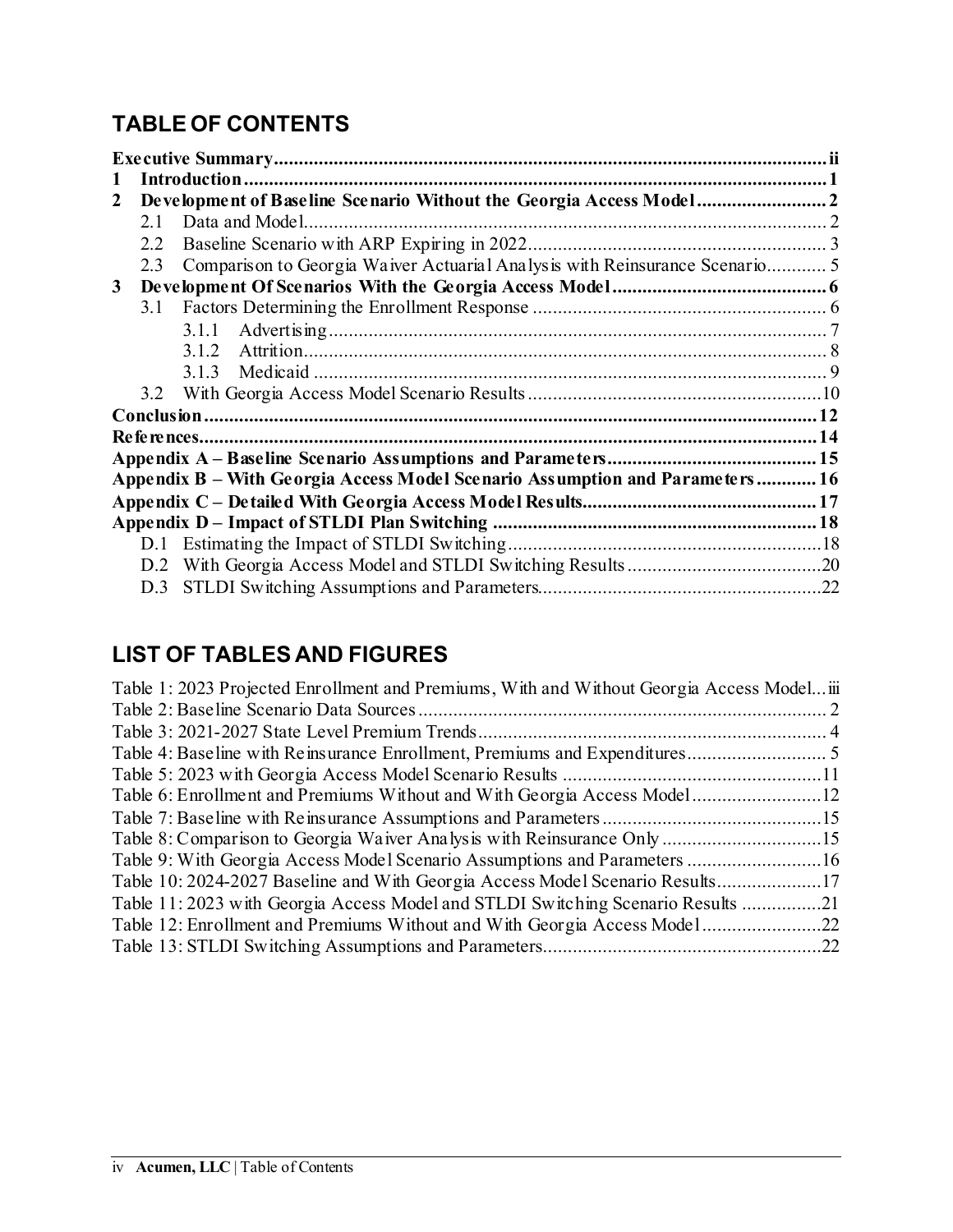## TABLE OF CONTENTS

**Executive Summary** ........ ii

**1 Introduction** ........ 1

**2 Development of Baseline Scenario Without the Georgia Access Model** ........ 2

- 2.1 Data and Model ........ 2
- 2.2 Baseline Scenario with ARP Expiring in 2022 ........ 3
- 2.3 Comparison to Georgia Waiver Actuarial Analysis with Reinsurance Scenario ........ 5

**3 Development Of Scenarios With the Georgia Access Model** ........ 6

- 3.1 Factors Determining the Enrollment Response ........ 6
  - 3.1.1 Advertising ........ 7
  - 3.1.2 Attrition ........ 8
  - 3.1.3 Medicaid ........ 9
- 3.2 With Georgia Access Model Scenario Results ........ 10

**Conclusion** ........ 12

**References** ........ 14

**Appendix A – Baseline Scenario Assumptions and Parameters** ........ 15

**Appendix B – With Georgia Access Model Scenario Assumption and Parameters** ........ 16

**Appendix C – Detailed With Georgia Access Model Results** ........ 17

**Appendix D – Impact of STLDI Plan Switching** ........ 18

- D.1 Estimating the Impact of STLDI Switching ........ 18
- D.2 With Georgia Access Model and STLDI Switching Results ........ 20
- D.3 STLDI Switching Assumptions and Parameters ........ 22

## LIST OF TABLES AND FIGURES

Table 1: 2023 Projected Enrollment and Premiums, With and Without Georgia Access Model ... iii
Table 2: Baseline Scenario Data Sources ........ 2
Table 3: 2021-2027 State Level Premium Trends ........ 4
Table 4: Baseline with Reinsurance Enrollment, Premiums and Expenditures ........ 5
Table 5: 2023 with Georgia Access Model Scenario Results ........ 11
Table 6: Enrollment and Premiums Without and With Georgia Access Model ........ 12
Table 7: Baseline with Reinsurance Assumptions and Parameters ........ 15
Table 8: Comparison to Georgia Waiver Analysis with Reinsurance Only ........ 15
Table 9: With Georgia Access Model Scenario Assumptions and Parameters ........ 16
Table 10: 2024-2027 Baseline and With Georgia Access Model Scenario Results ........ 17
Table 11: 2023 with Georgia Access Model and STLDI Switching Scenario Results ........ 21
Table 12: Enrollment and Premiums Without and With Georgia Access Model ........ 22
Table 13: STLDI Switching Assumptions and Parameters ........ 22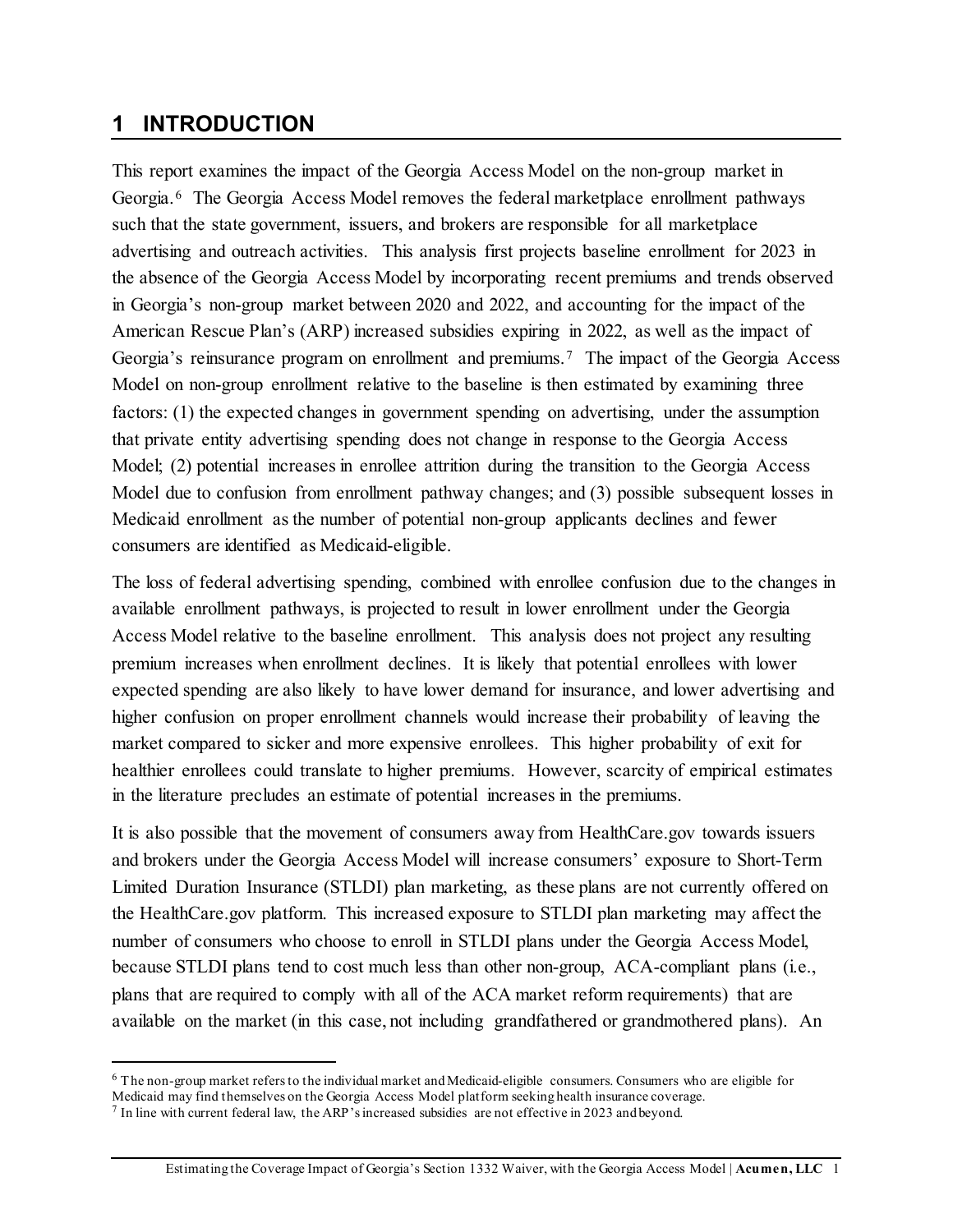# 1 INTRODUCTION

This report examines the impact of the Georgia Access Model on the non-group market in Georgia.[6] The Georgia Access Model removes the federal marketplace enrollment pathways such that the state government, issuers, and brokers are responsible for all marketplace advertising and outreach activities. This analysis first projects baseline enrollment for 2023 in the absence of the Georgia Access Model by incorporating recent premiums and trends observed in Georgia's non-group market between 2020 and 2022, and accounting for the impact of the American Rescue Plan's (ARP) increased subsidies expiring in 2022, as well as the impact of Georgia's reinsurance program on enrollment and premiums.[7] The impact of the Georgia Access Model on non-group enrollment relative to the baseline is then estimated by examining three factors: (1) the expected changes in government spending on advertising, under the assumption that private entity advertising spending does not change in response to the Georgia Access Model; (2) potential increases in enrollee attrition during the transition to the Georgia Access Model due to confusion from enrollment pathway changes; and (3) possible subsequent losses in Medicaid enrollment as the number of potential non-group applicants declines and fewer consumers are identified as Medicaid-eligible.

The loss of federal advertising spending, combined with enrollee confusion due to the changes in available enrollment pathways, is projected to result in lower enrollment under the Georgia Access Model relative to the baseline enrollment. This analysis does not project any resulting premium increases when enrollment declines. It is likely that potential enrollees with lower expected spending are also likely to have lower demand for insurance, and lower advertising and higher confusion on proper enrollment channels would increase their probability of leaving the market compared to sicker and more expensive enrollees. This higher probability of exit for healthier enrollees could translate to higher premiums. However, scarcity of empirical estimates in the literature precludes an estimate of potential increases in the premiums.

It is also possible that the movement of consumers away from HealthCare.gov towards issuers and brokers under the Georgia Access Model will increase consumers' exposure to Short-Term Limited Duration Insurance (STLDI) plan marketing, as these plans are not currently offered on the HealthCare.gov platform. This increased exposure to STLDI plan marketing may affect the number of consumers who choose to enroll in STLDI plans under the Georgia Access Model, because STLDI plans tend to cost much less than other non-group, ACA-compliant plans (i.e., plans that are required to comply with all of the ACA market reform requirements) that are available on the market (in this case, not including grandfathered or grandmothered plans). An

---

[6] The non-group market refers to the individual market and Medicaid-eligible consumers. Consumers who are eligible for Medicaid may find themselves on the Georgia Access Model platform seeking health insurance coverage.

[7] In line with current federal law, the ARP's increased subsidies are not effective in 2023 and beyond.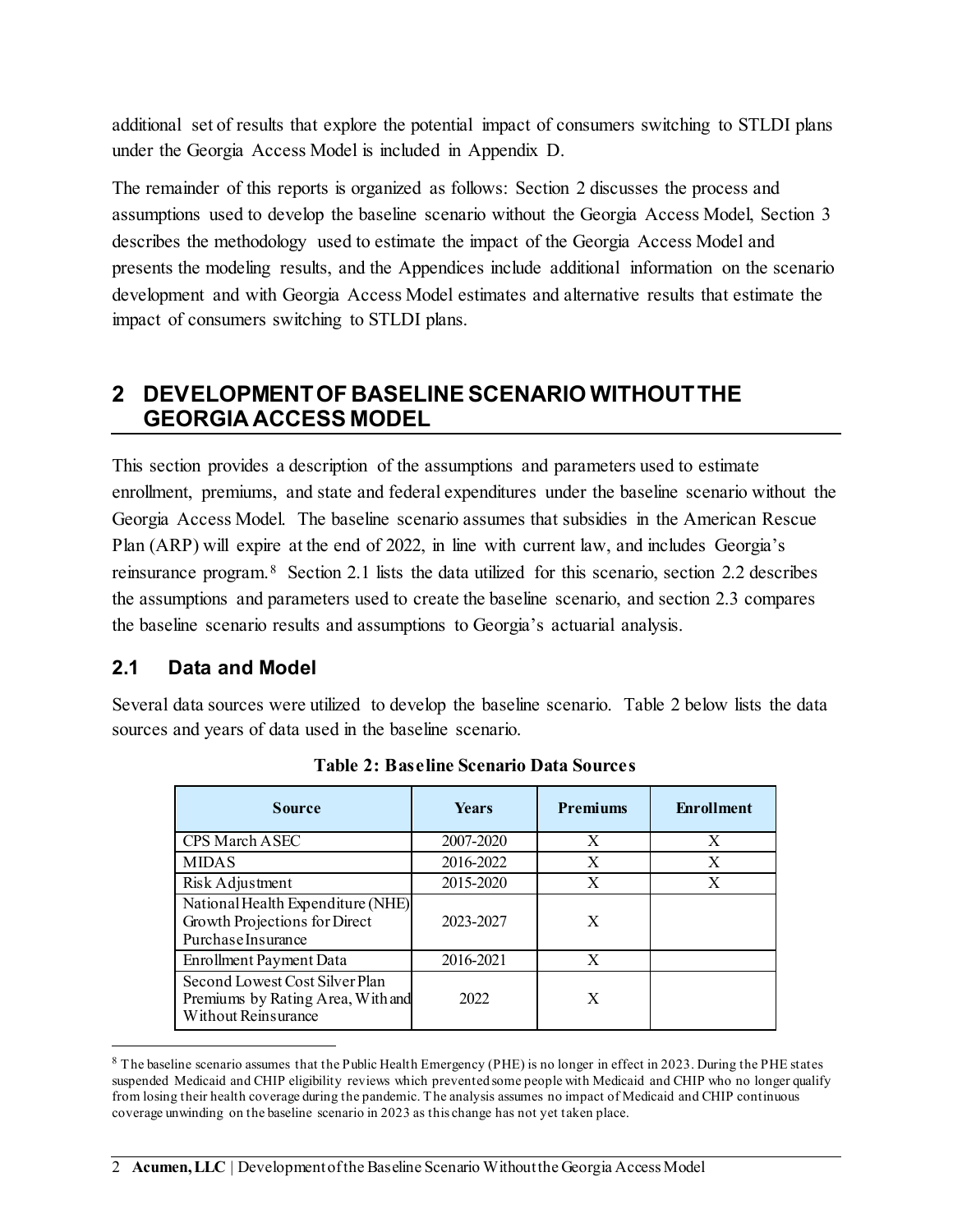additional set of results that explore the potential impact of consumers switching to STLDI plans under the Georgia Access Model is included in Appendix D.

The remainder of this reports is organized as follows: Section 2 discusses the process and assumptions used to develop the baseline scenario without the Georgia Access Model, Section 3 describes the methodology used to estimate the impact of the Georgia Access Model and presents the modeling results, and the Appendices include additional information on the scenario development and with Georgia Access Model estimates and alternative results that estimate the impact of consumers switching to STLDI plans.

# 2 DEVELOPMENT OF BASELINE SCENARIO WITHOUT THE GEORGIA ACCESS MODEL

This section provides a description of the assumptions and parameters used to estimate enrollment, premiums, and state and federal expenditures under the baseline scenario without the Georgia Access Model. The baseline scenario assumes that subsidies in the American Rescue Plan (ARP) will expire at the end of 2022, in line with current law, and includes Georgia's reinsurance program.[8] Section 2.1 lists the data utilized for this scenario, section 2.2 describes the assumptions and parameters used to create the baseline scenario, and section 2.3 compares the baseline scenario results and assumptions to Georgia's actuarial analysis.

## 2.1 Data and Model

Several data sources were utilized to develop the baseline scenario. Table 2 below lists the data sources and years of data used in the baseline scenario.

**Table 2: Baseline Scenario Data Sources**

| Source | Years | Premiums | Enrollment |
|---|---|---|---|
| CPS March ASEC | 2007-2020 | X | X |
| MIDAS | 2016-2022 | X | X |
| Risk Adjustment | 2015-2020 | X | X |
| National Health Expenditure (NHE) Growth Projections for Direct Purchase Insurance | 2023-2027 | X | |
| Enrollment Payment Data | 2016-2021 | X | |
| Second Lowest Cost Silver Plan Premiums by Rating Area, With and Without Reinsurance | 2022 | X | |

[8] The baseline scenario assumes that the Public Health Emergency (PHE) is no longer in effect in 2023. During the PHE states suspended Medicaid and CHIP eligibility reviews which prevented some people with Medicaid and CHIP who no longer qualify from losing their health coverage during the pandemic. The analysis assumes no impact of Medicaid and CHIP continuous coverage unwinding on the baseline scenario in 2023 as this change has not yet taken place.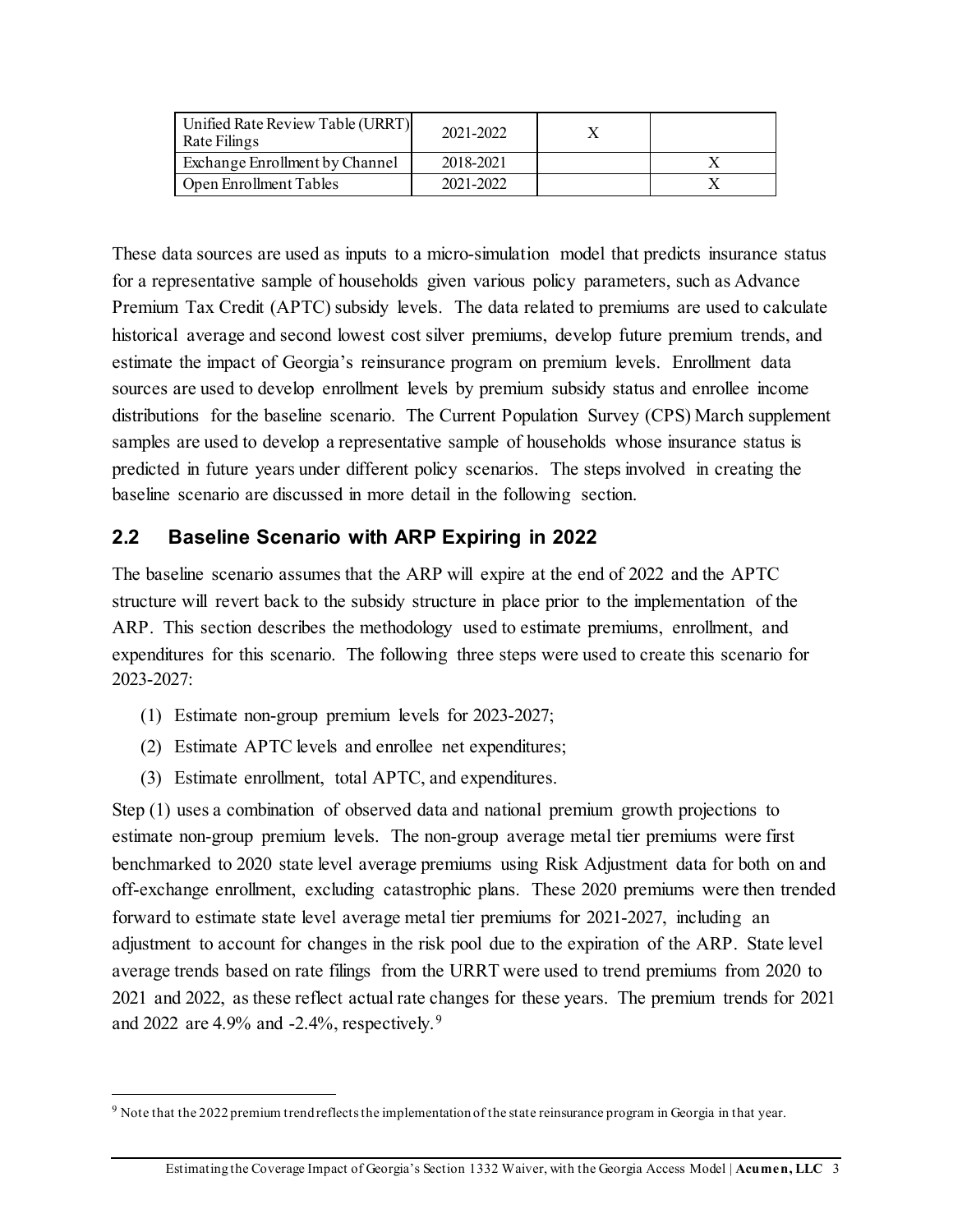| Unified Rate Review Table (URRT) Rate Filings | 2021-2022 | X | |
|---|---|---|---|
| Exchange Enrollment by Channel | 2018-2021 | | X |
| Open Enrollment Tables | 2021-2022 | | X |

These data sources are used as inputs to a micro-simulation model that predicts insurance status for a representative sample of households given various policy parameters, such as Advance Premium Tax Credit (APTC) subsidy levels. The data related to premiums are used to calculate historical average and second lowest cost silver premiums, develop future premium trends, and estimate the impact of Georgia's reinsurance program on premium levels. Enrollment data sources are used to develop enrollment levels by premium subsidy status and enrollee income distributions for the baseline scenario. The Current Population Survey (CPS) March supplement samples are used to develop a representative sample of households whose insurance status is predicted in future years under different policy scenarios. The steps involved in creating the baseline scenario are discussed in more detail in the following section.

## 2.2 Baseline Scenario with ARP Expiring in 2022

The baseline scenario assumes that the ARP will expire at the end of 2022 and the APTC structure will revert back to the subsidy structure in place prior to the implementation of the ARP. This section describes the methodology used to estimate premiums, enrollment, and expenditures for this scenario. The following three steps were used to create this scenario for 2023-2027:

(1) Estimate non-group premium levels for 2023-2027;

(2) Estimate APTC levels and enrollee net expenditures;

(3) Estimate enrollment, total APTC, and expenditures.

Step (1) uses a combination of observed data and national premium growth projections to estimate non-group premium levels. The non-group average metal tier premiums were first benchmarked to 2020 state level average premiums using Risk Adjustment data for both on and off-exchange enrollment, excluding catastrophic plans. These 2020 premiums were then trended forward to estimate state level average metal tier premiums for 2021-2027, including an adjustment to account for changes in the risk pool due to the expiration of the ARP. State level average trends based on rate filings from the URRT were used to trend premiums from 2020 to 2021 and 2022, as these reflect actual rate changes for these years. The premium trends for 2021 and 2022 are 4.9% and -2.4%, respectively.[9]

[9] Note that the 2022 premium trend reflects the implementation of the state reinsurance program in Georgia in that year.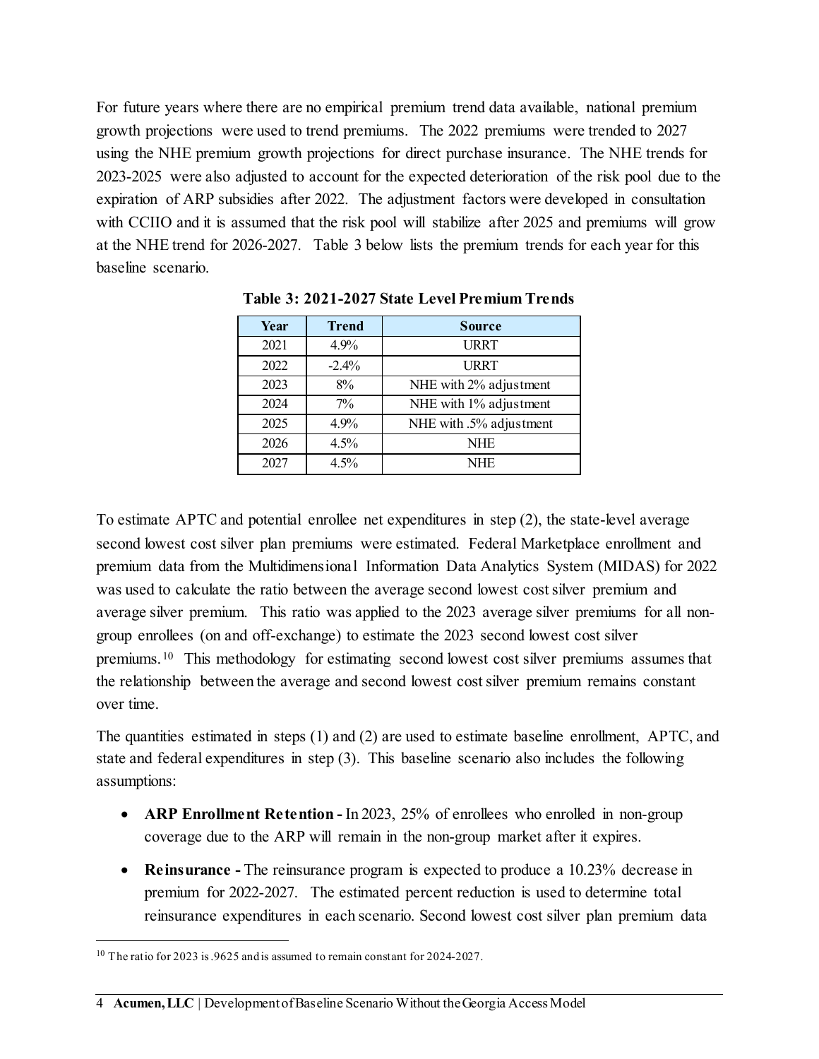For future years where there are no empirical premium trend data available, national premium growth projections were used to trend premiums. The 2022 premiums were trended to 2027 using the NHE premium growth projections for direct purchase insurance. The NHE trends for 2023-2025 were also adjusted to account for the expected deterioration of the risk pool due to the expiration of ARP subsidies after 2022. The adjustment factors were developed in consultation with CCIIO and it is assumed that the risk pool will stabilize after 2025 and premiums will grow at the NHE trend for 2026-2027. Table 3 below lists the premium trends for each year for this baseline scenario.

**Table 3: 2021-2027 State Level Premium Trends**

| Year | Trend | Source |
| --- | --- | --- |
| 2021 | 4.9% | URRT |
| 2022 | -2.4% | URRT |
| 2023 | 8% | NHE with 2% adjustment |
| 2024 | 7% | NHE with 1% adjustment |
| 2025 | 4.9% | NHE with .5% adjustment |
| 2026 | 4.5% | NHE |
| 2027 | 4.5% | NHE |

To estimate APTC and potential enrollee net expenditures in step (2), the state-level average second lowest cost silver plan premiums were estimated. Federal Marketplace enrollment and premium data from the Multidimensional Information Data Analytics System (MIDAS) for 2022 was used to calculate the ratio between the average second lowest cost silver premium and average silver premium. This ratio was applied to the 2023 average silver premiums for all non-group enrollees (on and off-exchange) to estimate the 2023 second lowest cost silver premiums.[10] This methodology for estimating second lowest cost silver premiums assumes that the relationship between the average and second lowest cost silver premium remains constant over time.

The quantities estimated in steps (1) and (2) are used to estimate baseline enrollment, APTC, and state and federal expenditures in step (3). This baseline scenario also includes the following assumptions:

- **ARP Enrollment Retention -** In 2023, 25% of enrollees who enrolled in non-group coverage due to the ARP will remain in the non-group market after it expires.
- **Reinsurance -** The reinsurance program is expected to produce a 10.23% decrease in premium for 2022-2027. The estimated percent reduction is used to determine total reinsurance expenditures in each scenario. Second lowest cost silver plan premium data

[10] The ratio for 2023 is .9625 and is assumed to remain constant for 2024-2027.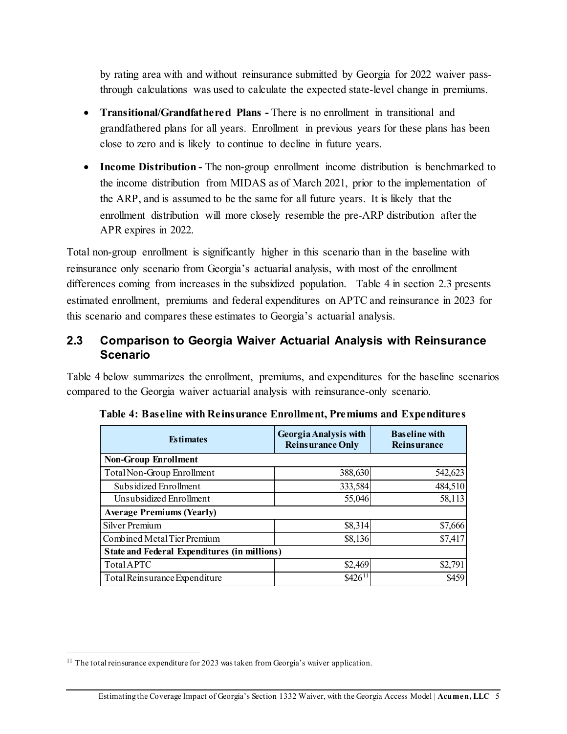by rating area with and without reinsurance submitted by Georgia for 2022 waiver pass-through calculations was used to calculate the expected state-level change in premiums.

- **Transitional/Grandfathered Plans -** There is no enrollment in transitional and grandfathered plans for all years. Enrollment in previous years for these plans has been close to zero and is likely to continue to decline in future years.
- **Income Distribution -** The non-group enrollment income distribution is benchmarked to the income distribution from MIDAS as of March 2021, prior to the implementation of the ARP, and is assumed to be the same for all future years. It is likely that the enrollment distribution will more closely resemble the pre-ARP distribution after the APR expires in 2022.

Total non-group enrollment is significantly higher in this scenario than in the baseline with reinsurance only scenario from Georgia's actuarial analysis, with most of the enrollment differences coming from increases in the subsidized population. Table 4 in section 2.3 presents estimated enrollment, premiums and federal expenditures on APTC and reinsurance in 2023 for this scenario and compares these estimates to Georgia's actuarial analysis.

## 2.3 Comparison to Georgia Waiver Actuarial Analysis with Reinsurance Scenario

Table 4 below summarizes the enrollment, premiums, and expenditures for the baseline scenarios compared to the Georgia waiver actuarial analysis with reinsurance-only scenario.

**Table 4: Baseline with Reinsurance Enrollment, Premiums and Expenditures**

| Estimates | Georgia Analysis with Reinsurance Only | Baseline with Reinsurance |
|---|---|---|
| **Non-Group Enrollment** | | |
| Total Non-Group Enrollment | 388,630 | 542,623 |
| Subsidized Enrollment | 333,584 | 484,510 |
| Unsubsidized Enrollment | 55,046 | 58,113 |
| **Average Premiums (Yearly)** | | |
| Silver Premium | $8,314 | $7,666 |
| Combined Metal Tier Premium | $8,136 | $7,417 |
| **State and Federal Expenditures (in millions)** | | |
| Total APTC | $2,469 | $2,791 |
| Total Reinsurance Expenditure | $426[11] | $459 |

[11] The total reinsurance expenditure for 2023 was taken from Georgia's waiver application.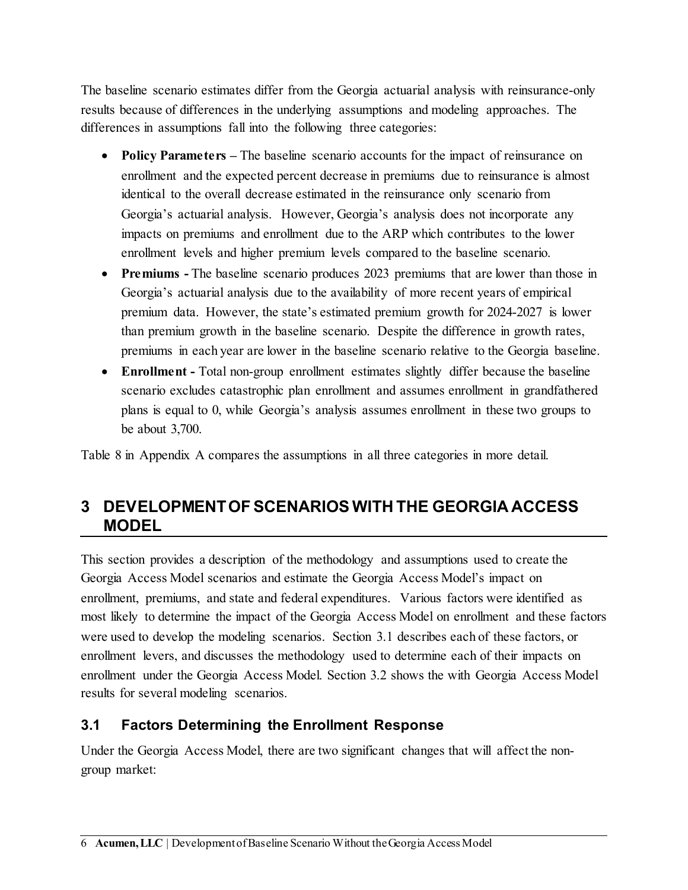The baseline scenario estimates differ from the Georgia actuarial analysis with reinsurance-only results because of differences in the underlying assumptions and modeling approaches. The differences in assumptions fall into the following three categories:

- **Policy Parameters –** The baseline scenario accounts for the impact of reinsurance on enrollment and the expected percent decrease in premiums due to reinsurance is almost identical to the overall decrease estimated in the reinsurance only scenario from Georgia's actuarial analysis. However, Georgia's analysis does not incorporate any impacts on premiums and enrollment due to the ARP which contributes to the lower enrollment levels and higher premium levels compared to the baseline scenario.
- **Premiums -** The baseline scenario produces 2023 premiums that are lower than those in Georgia's actuarial analysis due to the availability of more recent years of empirical premium data. However, the state's estimated premium growth for 2024-2027 is lower than premium growth in the baseline scenario. Despite the difference in growth rates, premiums in each year are lower in the baseline scenario relative to the Georgia baseline.
- **Enrollment -** Total non-group enrollment estimates slightly differ because the baseline scenario excludes catastrophic plan enrollment and assumes enrollment in grandfathered plans is equal to 0, while Georgia's analysis assumes enrollment in these two groups to be about 3,700.

Table 8 in Appendix A compares the assumptions in all three categories in more detail.

# 3 DEVELOPMENT OF SCENARIOS WITH THE GEORGIA ACCESS MODEL

This section provides a description of the methodology and assumptions used to create the Georgia Access Model scenarios and estimate the Georgia Access Model's impact on enrollment, premiums, and state and federal expenditures. Various factors were identified as most likely to determine the impact of the Georgia Access Model on enrollment and these factors were used to develop the modeling scenarios. Section 3.1 describes each of these factors, or enrollment levers, and discusses the methodology used to determine each of their impacts on enrollment under the Georgia Access Model. Section 3.2 shows the with Georgia Access Model results for several modeling scenarios.

## 3.1 Factors Determining the Enrollment Response

Under the Georgia Access Model, there are two significant changes that will affect the non-group market: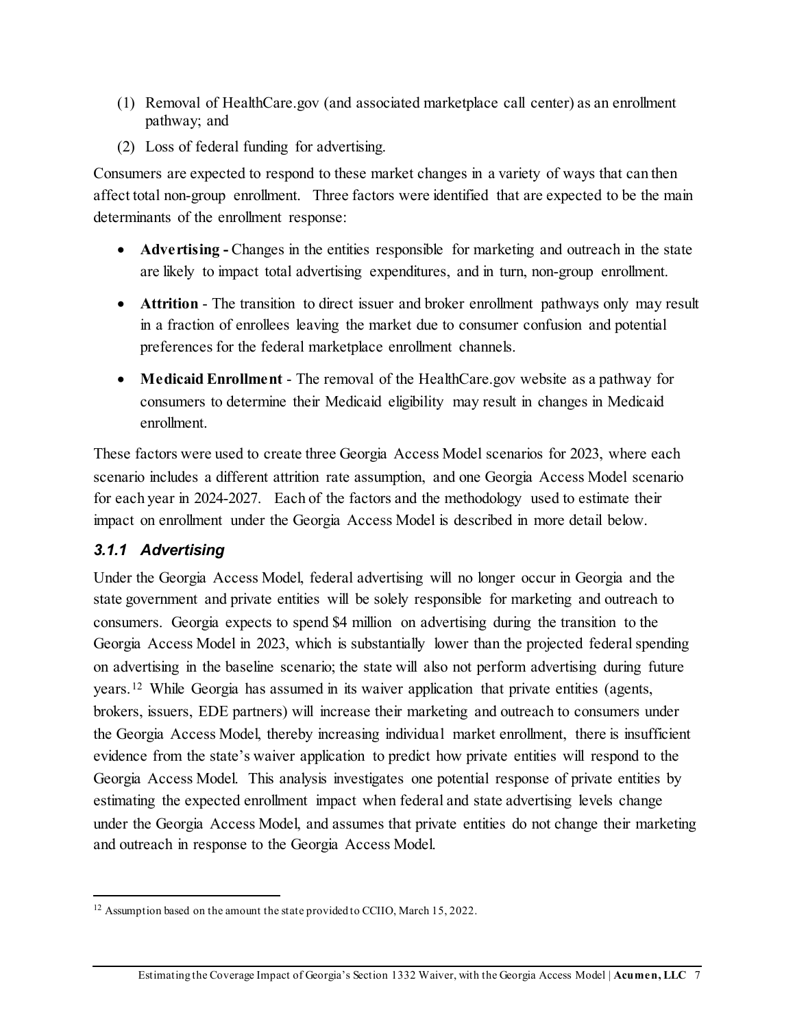(1) Removal of HealthCare.gov (and associated marketplace call center) as an enrollment pathway; and

(2) Loss of federal funding for advertising.

Consumers are expected to respond to these market changes in a variety of ways that can then affect total non-group enrollment. Three factors were identified that are expected to be the main determinants of the enrollment response:

- **Advertising -** Changes in the entities responsible for marketing and outreach in the state are likely to impact total advertising expenditures, and in turn, non-group enrollment.
- **Attrition** - The transition to direct issuer and broker enrollment pathways only may result in a fraction of enrollees leaving the market due to consumer confusion and potential preferences for the federal marketplace enrollment channels.
- **Medicaid Enrollment** - The removal of the HealthCare.gov website as a pathway for consumers to determine their Medicaid eligibility may result in changes in Medicaid enrollment.

These factors were used to create three Georgia Access Model scenarios for 2023, where each scenario includes a different attrition rate assumption, and one Georgia Access Model scenario for each year in 2024-2027. Each of the factors and the methodology used to estimate their impact on enrollment under the Georgia Access Model is described in more detail below.

### *3.1.1 Advertising*

Under the Georgia Access Model, federal advertising will no longer occur in Georgia and the state government and private entities will be solely responsible for marketing and outreach to consumers. Georgia expects to spend $4 million on advertising during the transition to the Georgia Access Model in 2023, which is substantially lower than the projected federal spending on advertising in the baseline scenario; the state will also not perform advertising during future years.[12] While Georgia has assumed in its waiver application that private entities (agents, brokers, issuers, EDE partners) will increase their marketing and outreach to consumers under the Georgia Access Model, thereby increasing individual market enrollment, there is insufficient evidence from the state's waiver application to predict how private entities will respond to the Georgia Access Model. This analysis investigates one potential response of private entities by estimating the expected enrollment impact when federal and state advertising levels change under the Georgia Access Model, and assumes that private entities do not change their marketing and outreach in response to the Georgia Access Model.

[12] Assumption based on the amount the state provided to CCIIO, March 15, 2022.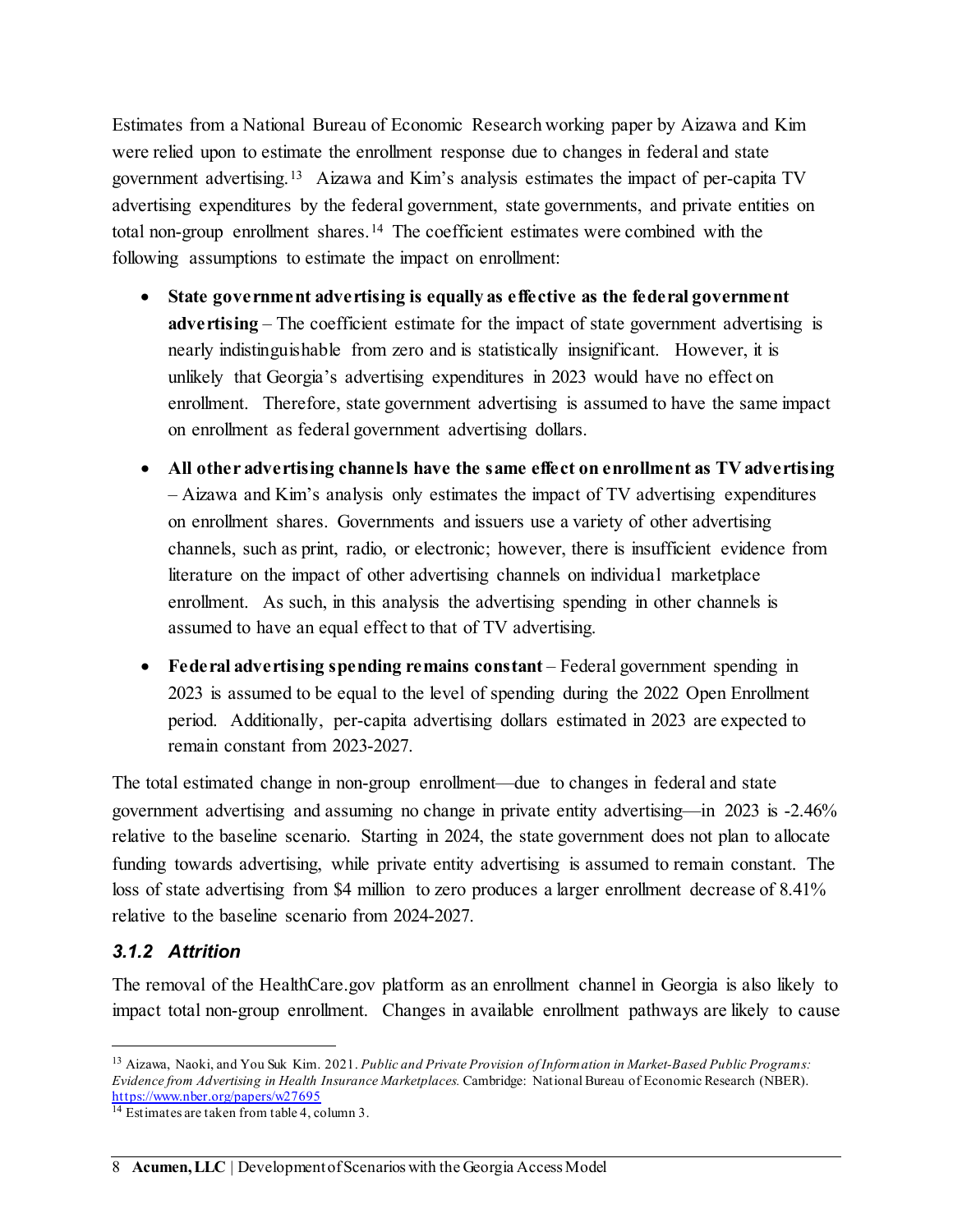Estimates from a National Bureau of Economic Research working paper by Aizawa and Kim were relied upon to estimate the enrollment response due to changes in federal and state government advertising.[13] Aizawa and Kim's analysis estimates the impact of per-capita TV advertising expenditures by the federal government, state governments, and private entities on total non-group enrollment shares.[14] The coefficient estimates were combined with the following assumptions to estimate the impact on enrollment:

- **State government advertising is equally as effective as the federal government advertising** – The coefficient estimate for the impact of state government advertising is nearly indistinguishable from zero and is statistically insignificant. However, it is unlikely that Georgia's advertising expenditures in 2023 would have no effect on enrollment. Therefore, state government advertising is assumed to have the same impact on enrollment as federal government advertising dollars.
- **All other advertising channels have the same effect on enrollment as TV advertising** – Aizawa and Kim's analysis only estimates the impact of TV advertising expenditures on enrollment shares. Governments and issuers use a variety of other advertising channels, such as print, radio, or electronic; however, there is insufficient evidence from literature on the impact of other advertising channels on individual marketplace enrollment. As such, in this analysis the advertising spending in other channels is assumed to have an equal effect to that of TV advertising.
- **Federal advertising spending remains constant** – Federal government spending in 2023 is assumed to be equal to the level of spending during the 2022 Open Enrollment period. Additionally, per-capita advertising dollars estimated in 2023 are expected to remain constant from 2023-2027.

The total estimated change in non-group enrollment—due to changes in federal and state government advertising and assuming no change in private entity advertising—in 2023 is -2.46% relative to the baseline scenario. Starting in 2024, the state government does not plan to allocate funding towards advertising, while private entity advertising is assumed to remain constant. The loss of state advertising from $4 million to zero produces a larger enrollment decrease of 8.41% relative to the baseline scenario from 2024-2027.

### *3.1.2 Attrition*

The removal of the HealthCare.gov platform as an enrollment channel in Georgia is also likely to impact total non-group enrollment. Changes in available enrollment pathways are likely to cause

---

[13] Aizawa, Naoki, and You Suk Kim. 2021. *Public and Private Provision of Information in Market-Based Public Programs: Evidence from Advertising in Health Insurance Marketplaces.* Cambridge: National Bureau of Economic Research (NBER). https://www.nber.org/papers/w27695

[14] Estimates are taken from table 4, column 3.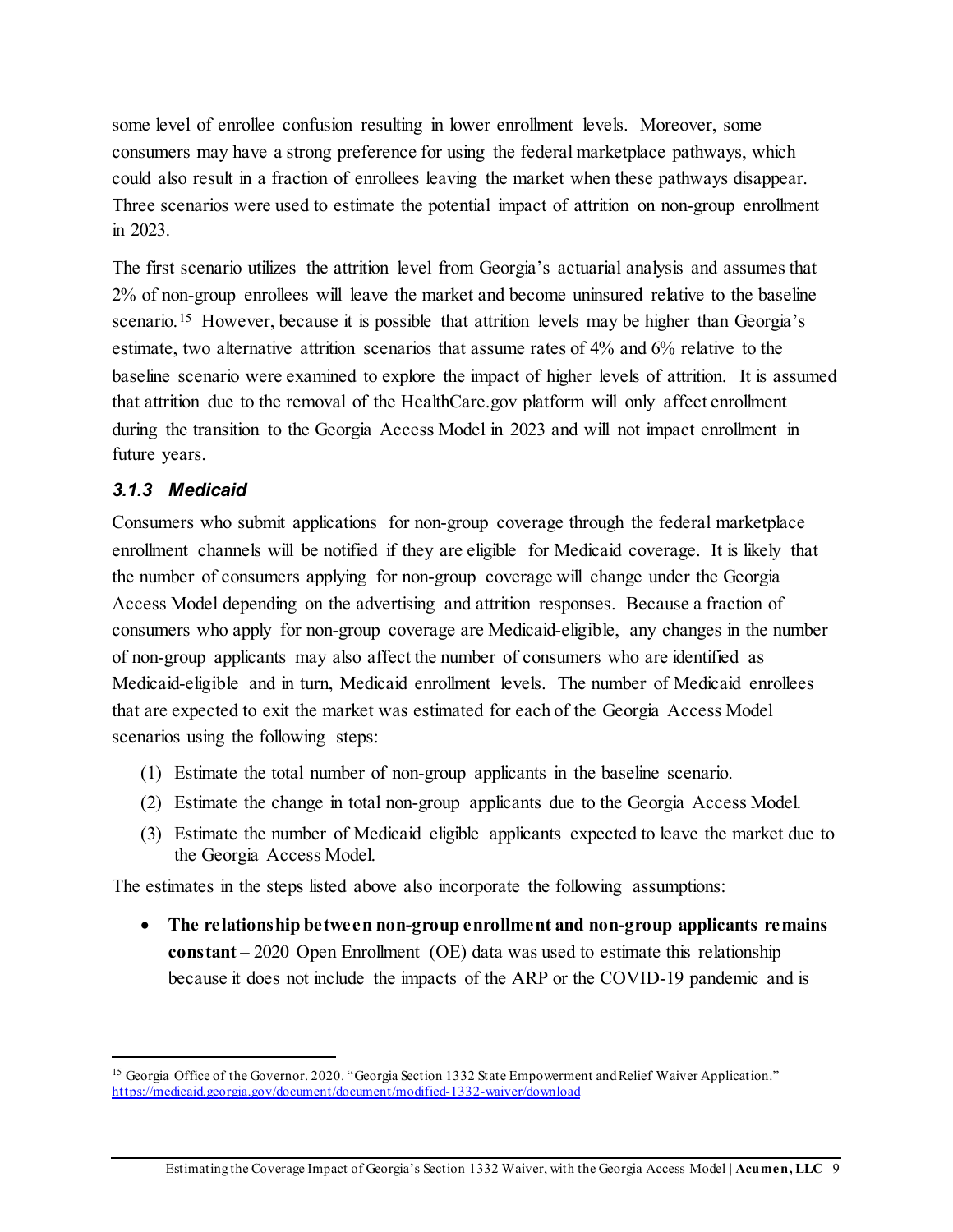some level of enrollee confusion resulting in lower enrollment levels. Moreover, some consumers may have a strong preference for using the federal marketplace pathways, which could also result in a fraction of enrollees leaving the market when these pathways disappear. Three scenarios were used to estimate the potential impact of attrition on non-group enrollment in 2023.

The first scenario utilizes the attrition level from Georgia's actuarial analysis and assumes that 2% of non-group enrollees will leave the market and become uninsured relative to the baseline scenario.[15] However, because it is possible that attrition levels may be higher than Georgia's estimate, two alternative attrition scenarios that assume rates of 4% and 6% relative to the baseline scenario were examined to explore the impact of higher levels of attrition. It is assumed that attrition due to the removal of the HealthCare.gov platform will only affect enrollment during the transition to the Georgia Access Model in 2023 and will not impact enrollment in future years.

### *3.1.3 Medicaid*

Consumers who submit applications for non-group coverage through the federal marketplace enrollment channels will be notified if they are eligible for Medicaid coverage. It is likely that the number of consumers applying for non-group coverage will change under the Georgia Access Model depending on the advertising and attrition responses. Because a fraction of consumers who apply for non-group coverage are Medicaid-eligible, any changes in the number of non-group applicants may also affect the number of consumers who are identified as Medicaid-eligible and in turn, Medicaid enrollment levels. The number of Medicaid enrollees that are expected to exit the market was estimated for each of the Georgia Access Model scenarios using the following steps:

(1) Estimate the total number of non-group applicants in the baseline scenario.

(2) Estimate the change in total non-group applicants due to the Georgia Access Model.

(3) Estimate the number of Medicaid eligible applicants expected to leave the market due to the Georgia Access Model.

The estimates in the steps listed above also incorporate the following assumptions:

- **The relationship between non-group enrollment and non-group applicants remains constant** – 2020 Open Enrollment (OE) data was used to estimate this relationship because it does not include the impacts of the ARP or the COVID-19 pandemic and is

[15] Georgia Office of the Governor. 2020. "Georgia Section 1332 State Empowerment and Relief Waiver Application." https://medicaid.georgia.gov/document/document/modified-1332-waiver/download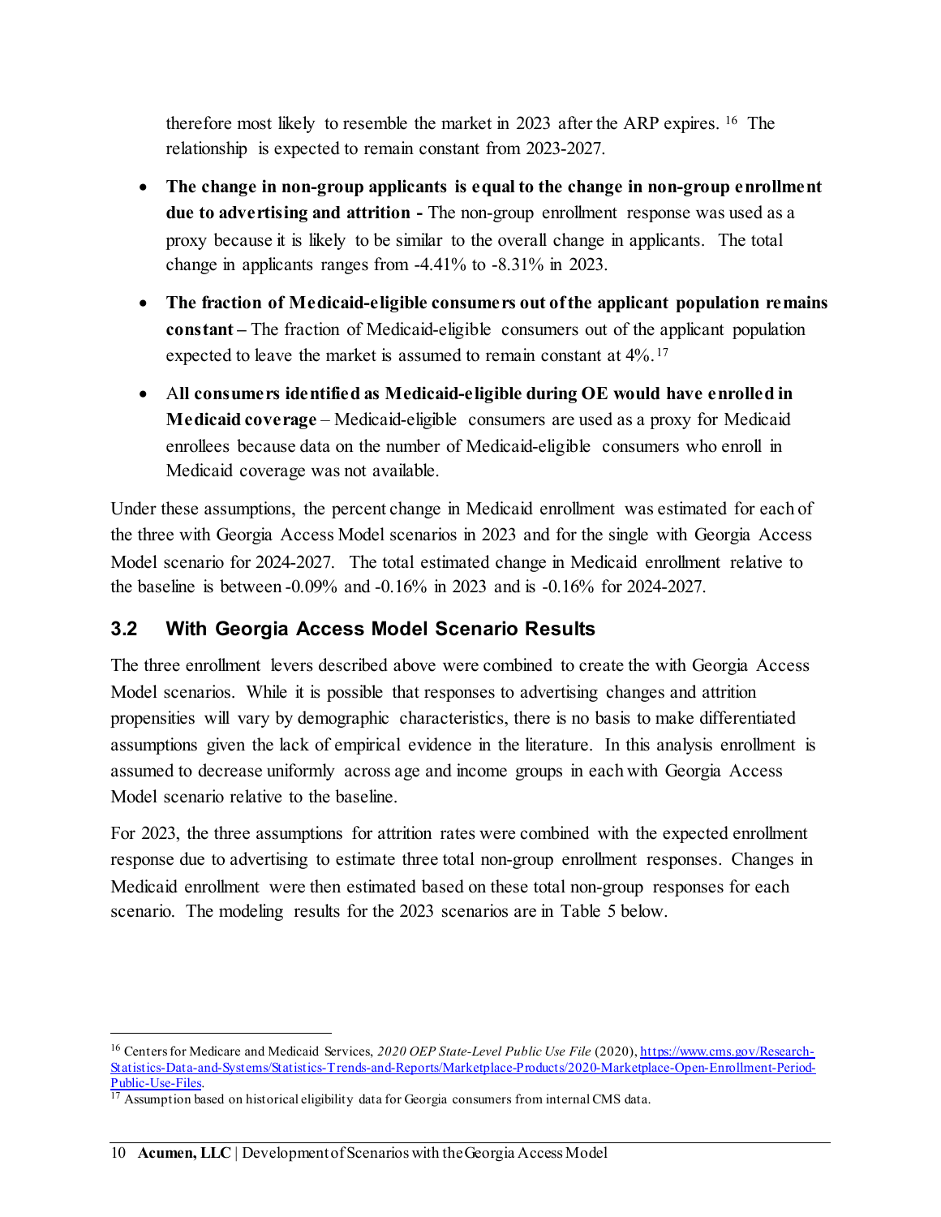therefore most likely to resemble the market in 2023 after the ARP expires.[16] The relationship is expected to remain constant from 2023-2027.

- **The change in non-group applicants is equal to the change in non-group enrollment due to advertising and attrition -** The non-group enrollment response was used as a proxy because it is likely to be similar to the overall change in applicants. The total change in applicants ranges from -4.41% to -8.31% in 2023.
- **The fraction of Medicaid-eligible consumers out of the applicant population remains constant –** The fraction of Medicaid-eligible consumers out of the applicant population expected to leave the market is assumed to remain constant at 4%.[17]
- A**ll consumers identified as Medicaid-eligible during OE would have enrolled in Medicaid coverage** – Medicaid-eligible consumers are used as a proxy for Medicaid enrollees because data on the number of Medicaid-eligible consumers who enroll in Medicaid coverage was not available.

Under these assumptions, the percent change in Medicaid enrollment was estimated for each of the three with Georgia Access Model scenarios in 2023 and for the single with Georgia Access Model scenario for 2024-2027. The total estimated change in Medicaid enrollment relative to the baseline is between -0.09% and -0.16% in 2023 and is -0.16% for 2024-2027.

## 3.2 With Georgia Access Model Scenario Results

The three enrollment levers described above were combined to create the with Georgia Access Model scenarios. While it is possible that responses to advertising changes and attrition propensities will vary by demographic characteristics, there is no basis to make differentiated assumptions given the lack of empirical evidence in the literature. In this analysis enrollment is assumed to decrease uniformly across age and income groups in each with Georgia Access Model scenario relative to the baseline.

For 2023, the three assumptions for attrition rates were combined with the expected enrollment response due to advertising to estimate three total non-group enrollment responses. Changes in Medicaid enrollment were then estimated based on these total non-group responses for each scenario. The modeling results for the 2023 scenarios are in Table 5 below.

---

[16] Centers for Medicare and Medicaid Services, *2020 OEP State-Level Public Use File* (2020), https://www.cms.gov/Research-Statistics-Data-and-Systems/Statistics-Trends-and-Reports/Marketplace-Products/2020-Marketplace-Open-Enrollment-Period-Public-Use-Files.

[17] Assumption based on historical eligibility data for Georgia consumers from internal CMS data.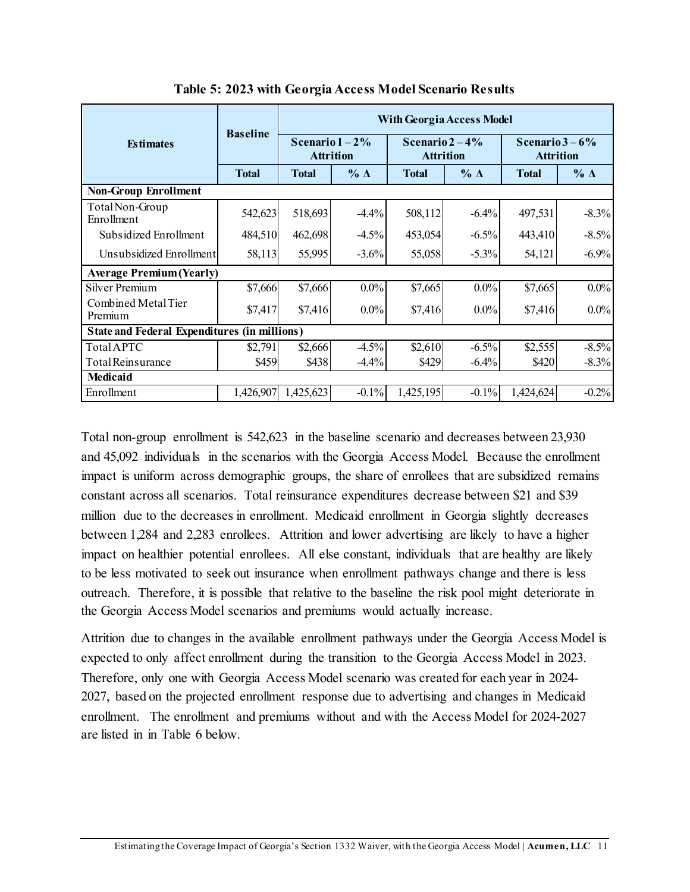**Table 5: 2023 with Georgia Access Model Scenario Results**

| Estimates | Baseline | With Georgia Access Model | | | | | |
|---|---|---|---|---|---|---|---|
| | | Scenario 1 – 2% Attrition | | Scenario 2 – 4% Attrition | | Scenario 3 – 6% Attrition | |
| | Total | Total | % Δ | Total | % Δ | Total | % Δ |
| **Non-Group Enrollment** | | | | | | | |
| Total Non-Group Enrollment | 542,623 | 518,693 | -4.4% | 508,112 | -6.4% | 497,531 | -8.3% |
| Subsidized Enrollment | 484,510 | 462,698 | -4.5% | 453,054 | -6.5% | 443,410 | -8.5% |
| Unsubsidized Enrollment | 58,113 | 55,995 | -3.6% | 55,058 | -5.3% | 54,121 | -6.9% |
| **Average Premium (Yearly)** | | | | | | | |
| Silver Premium | $7,666 | $7,666 | 0.0% | $7,665 | 0.0% | $7,665 | 0.0% |
| Combined Metal Tier Premium | $7,417 | $7,416 | 0.0% | $7,416 | 0.0% | $7,416 | 0.0% |
| **State and Federal Expenditures (in millions)** | | | | | | | |
| Total APTC | $2,791 | $2,666 | -4.5% | $2,610 | -6.5% | $2,555 | -8.5% |
| Total Reinsurance | $459 | $438 | -4.4% | $429 | -6.4% | $420 | -8.3% |
| **Medicaid** | | | | | | | |
| Enrollment | 1,426,907 | 1,425,623 | -0.1% | 1,425,195 | -0.1% | 1,424,624 | -0.2% |

Total non-group enrollment is 542,623 in the baseline scenario and decreases between 23,930 and 45,092 individuals in the scenarios with the Georgia Access Model. Because the enrollment impact is uniform across demographic groups, the share of enrollees that are subsidized remains constant across all scenarios. Total reinsurance expenditures decrease between $21 and $39 million due to the decreases in enrollment. Medicaid enrollment in Georgia slightly decreases between 1,284 and 2,283 enrollees. Attrition and lower advertising are likely to have a higher impact on healthier potential enrollees. All else constant, individuals that are healthy are likely to be less motivated to seek out insurance when enrollment pathways change and there is less outreach. Therefore, it is possible that relative to the baseline the risk pool might deteriorate in the Georgia Access Model scenarios and premiums would actually increase.

Attrition due to changes in the available enrollment pathways under the Georgia Access Model is expected to only affect enrollment during the transition to the Georgia Access Model in 2023. Therefore, only one with Georgia Access Model scenario was created for each year in 2024-2027, based on the projected enrollment response due to advertising and changes in Medicaid enrollment. The enrollment and premiums without and with the Access Model for 2024-2027 are listed in in Table 6 below.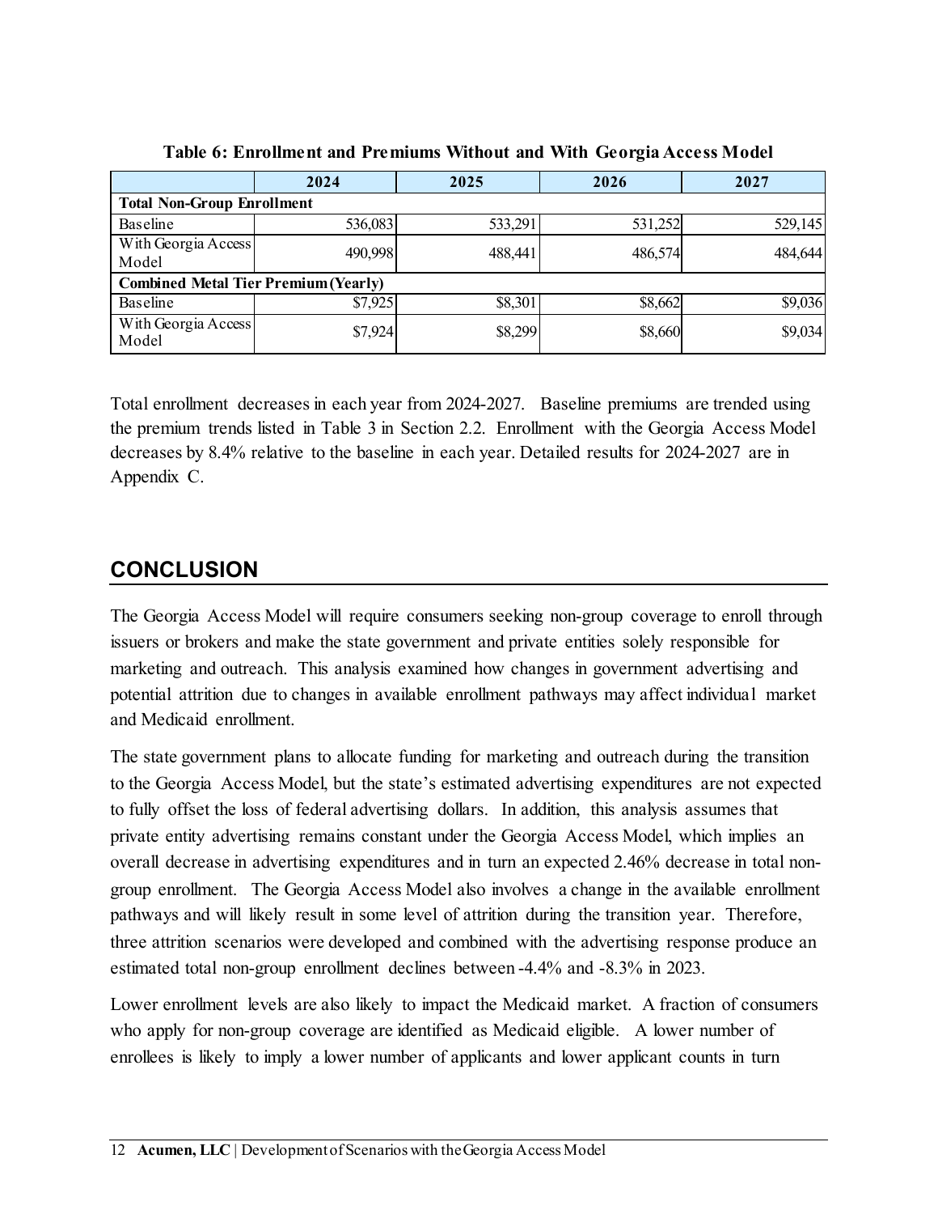**Table 6: Enrollment and Premiums Without and With Georgia Access Model**

| | 2024 | 2025 | 2026 | 2027 |
|---|---|---|---|---|
| **Total Non-Group Enrollment** | | | | |
| Baseline | 536,083 | 533,291 | 531,252 | 529,145 |
| With Georgia Access Model | 490,998 | 488,441 | 486,574 | 484,644 |
| **Combined Metal Tier Premium (Yearly)** | | | | |
| Baseline | $7,925 | $8,301 | $8,662 | $9,036 |
| With Georgia Access Model | $7,924 | $8,299 | $8,660 | $9,034 |

Total enrollment decreases in each year from 2024-2027. Baseline premiums are trended using the premium trends listed in Table 3 in Section 2.2. Enrollment with the Georgia Access Model decreases by 8.4% relative to the baseline in each year. Detailed results for 2024-2027 are in Appendix C.

## CONCLUSION

The Georgia Access Model will require consumers seeking non-group coverage to enroll through issuers or brokers and make the state government and private entities solely responsible for marketing and outreach. This analysis examined how changes in government advertising and potential attrition due to changes in available enrollment pathways may affect individual market and Medicaid enrollment.

The state government plans to allocate funding for marketing and outreach during the transition to the Georgia Access Model, but the state's estimated advertising expenditures are not expected to fully offset the loss of federal advertising dollars. In addition, this analysis assumes that private entity advertising remains constant under the Georgia Access Model, which implies an overall decrease in advertising expenditures and in turn an expected 2.46% decrease in total non-group enrollment. The Georgia Access Model also involves a change in the available enrollment pathways and will likely result in some level of attrition during the transition year. Therefore, three attrition scenarios were developed and combined with the advertising response produce an estimated total non-group enrollment declines between -4.4% and -8.3% in 2023.

Lower enrollment levels are also likely to impact the Medicaid market. A fraction of consumers who apply for non-group coverage are identified as Medicaid eligible. A lower number of enrollees is likely to imply a lower number of applicants and lower applicant counts in turn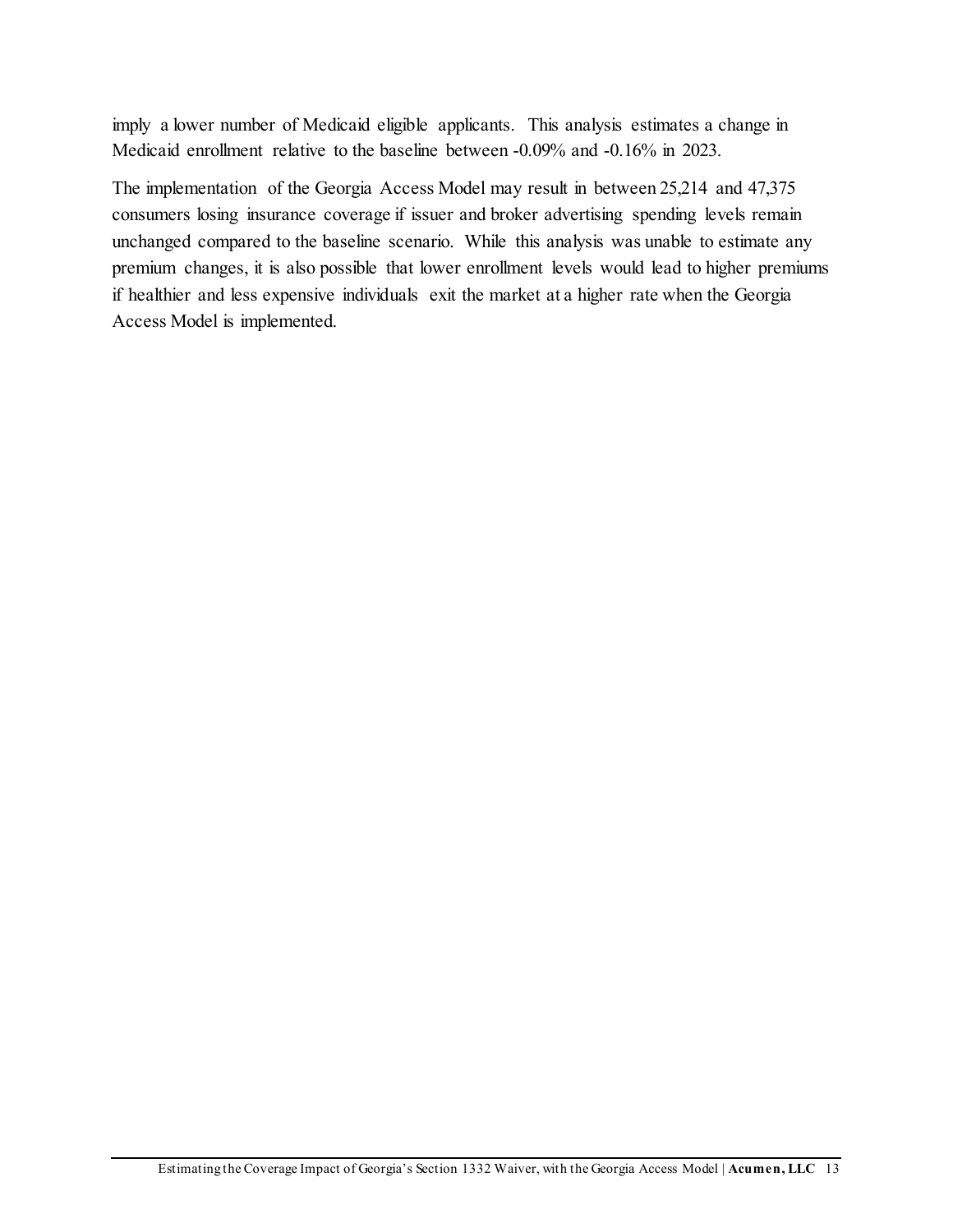imply a lower number of Medicaid eligible applicants. This analysis estimates a change in Medicaid enrollment relative to the baseline between -0.09% and -0.16% in 2023.

The implementation of the Georgia Access Model may result in between 25,214 and 47,375 consumers losing insurance coverage if issuer and broker advertising spending levels remain unchanged compared to the baseline scenario. While this analysis was unable to estimate any premium changes, it is also possible that lower enrollment levels would lead to higher premiums if healthier and less expensive individuals exit the market at a higher rate when the Georgia Access Model is implemented.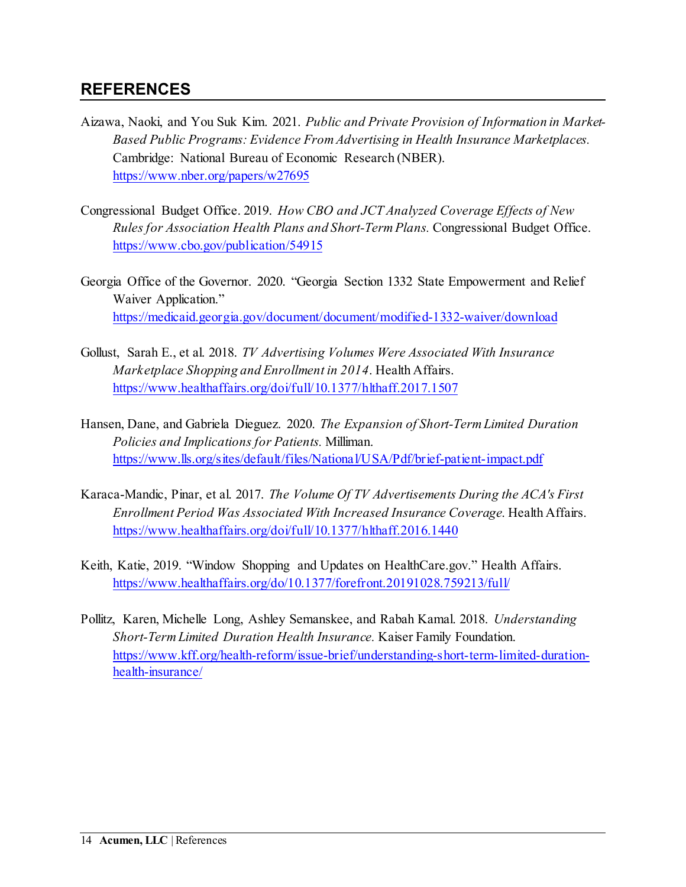## REFERENCES

Aizawa, Naoki, and You Suk Kim. 2021. *Public and Private Provision of Information in Market-Based Public Programs: Evidence From Advertising in Health Insurance Marketplaces.* Cambridge: National Bureau of Economic Research (NBER). https://www.nber.org/papers/w27695

Congressional Budget Office. 2019. *How CBO and JCT Analyzed Coverage Effects of New Rules for Association Health Plans and Short-Term Plans.* Congressional Budget Office. https://www.cbo.gov/publication/54915

Georgia Office of the Governor. 2020. "Georgia Section 1332 State Empowerment and Relief Waiver Application." https://medicaid.georgia.gov/document/document/modified-1332-waiver/download

Gollust, Sarah E., et al. 2018. *TV Advertising Volumes Were Associated With Insurance Marketplace Shopping and Enrollment in 2014*. Health Affairs. https://www.healthaffairs.org/doi/full/10.1377/hlthaff.2017.1507

Hansen, Dane, and Gabriela Dieguez. 2020. *The Expansion of Short-Term Limited Duration Policies and Implications for Patients.* Milliman. https://www.lls.org/sites/default/files/National/USA/Pdf/brief-patient-impact.pdf

Karaca-Mandic, Pinar, et al. 2017. *The Volume Of TV Advertisements During the ACA's First Enrollment Period Was Associated With Increased Insurance Coverage.* Health Affairs. https://www.healthaffairs.org/doi/full/10.1377/hlthaff.2016.1440

Keith, Katie, 2019. "Window Shopping and Updates on HealthCare.gov." Health Affairs. https://www.healthaffairs.org/do/10.1377/forefront.20191028.759213/full/

Pollitz, Karen, Michelle Long, Ashley Semanskee, and Rabah Kamal. 2018. *Understanding Short-Term Limited Duration Health Insurance.* Kaiser Family Foundation. https://www.kff.org/health-reform/issue-brief/understanding-short-term-limited-duration-health-insurance/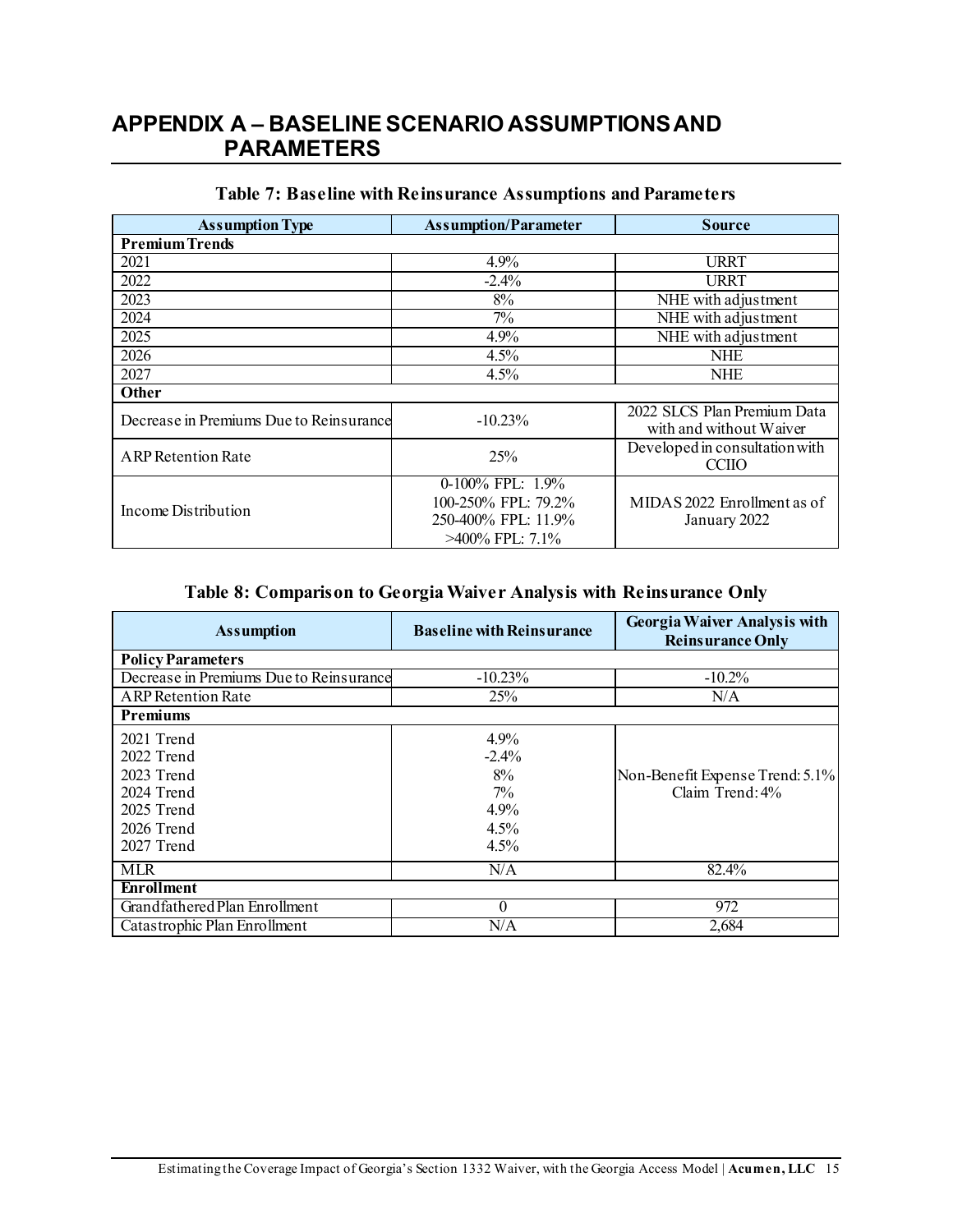# APPENDIX A – BASELINE SCENARIO ASSUMPTIONS AND PARAMETERS

**Table 7: Baseline with Reinsurance Assumptions and Parameters**

| Assumption Type | Assumption/Parameter | Source |
|---|---|---|
| **Premium Trends** | | |
| 2021 | 4.9% | URRT |
| 2022 | -2.4% | URRT |
| 2023 | 8% | NHE with adjustment |
| 2024 | 7% | NHE with adjustment |
| 2025 | 4.9% | NHE with adjustment |
| 2026 | 4.5% | NHE |
| 2027 | 4.5% | NHE |
| **Other** | | |
| Decrease in Premiums Due to Reinsurance | -10.23% | 2022 SLCS Plan Premium Data with and without Waiver |
| ARP Retention Rate | 25% | Developed in consultation with CCIIO |
| Income Distribution | 0-100% FPL: 1.9%<br>100-250% FPL: 79.2%<br>250-400% FPL: 11.9%<br>>400% FPL: 7.1% | MIDAS 2022 Enrollment as of January 2022 |

**Table 8: Comparison to Georgia Waiver Analysis with Reinsurance Only**

| Assumption | Baseline with Reinsurance | Georgia Waiver Analysis with Reinsurance Only |
|---|---|---|
| **Policy Parameters** | | |
| Decrease in Premiums Due to Reinsurance | -10.23% | -10.2% |
| ARP Retention Rate | 25% | N/A |
| **Premiums** | | |
| 2021 Trend<br>2022 Trend<br>2023 Trend<br>2024 Trend<br>2025 Trend<br>2026 Trend<br>2027 Trend | 4.9%<br>-2.4%<br>8%<br>7%<br>4.9%<br>4.5%<br>4.5% | Non-Benefit Expense Trend: 5.1%<br>Claim Trend: 4% |
| MLR | N/A | 82.4% |
| **Enrollment** | | |
| Grandfathered Plan Enrollment | 0 | 972 |
| Catastrophic Plan Enrollment | N/A | 2,684 |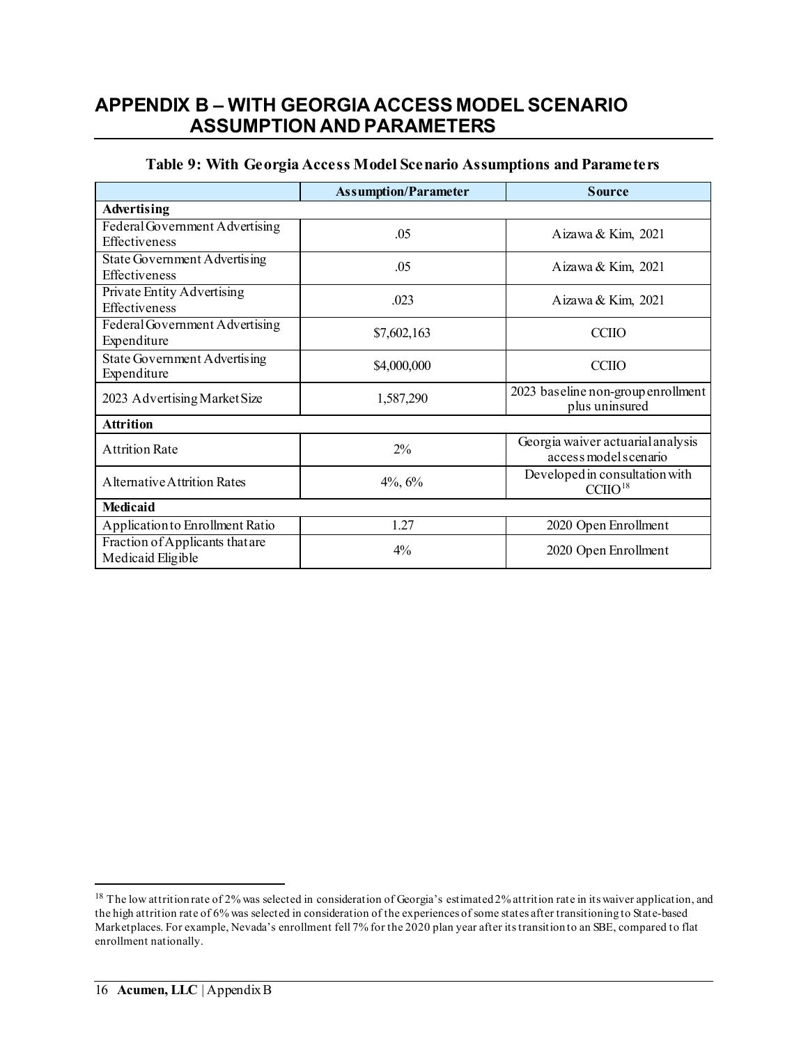## APPENDIX B – WITH GEORGIA ACCESS MODEL SCENARIO ASSUMPTION AND PARAMETERS

**Table 9: With Georgia Access Model Scenario Assumptions and Parameters**

| | Assumption/Parameter | Source |
|---|---|---|
| **Advertising** | | |
| Federal Government Advertising Effectiveness | .05 | Aizawa & Kim, 2021 |
| State Government Advertising Effectiveness | .05 | Aizawa & Kim, 2021 |
| Private Entity Advertising Effectiveness | .023 | Aizawa & Kim, 2021 |
| Federal Government Advertising Expenditure | $7,602,163 | CCIIO |
| State Government Advertising Expenditure | $4,000,000 | CCIIO |
| 2023 Advertising Market Size | 1,587,290 | 2023 baseline non-group enrollment plus uninsured |
| **Attrition** | | |
| Attrition Rate | 2% | Georgia waiver actuarial analysis access model scenario |
| Alternative Attrition Rates | 4%, 6% | Developed in consultation with CCIIO[18] |
| **Medicaid** | | |
| Application to Enrollment Ratio | 1.27 | 2020 Open Enrollment |
| Fraction of Applicants that are Medicaid Eligible | 4% | 2020 Open Enrollment |

[18] The low attrition rate of 2% was selected in consideration of Georgia's estimated 2% attrition rate in its waiver application, and the high attrition rate of 6% was selected in consideration of the experiences of some states after transitioning to State-based Marketplaces. For example, Nevada's enrollment fell 7% for the 2020 plan year after its transition to an SBE, compared to flat enrollment nationally.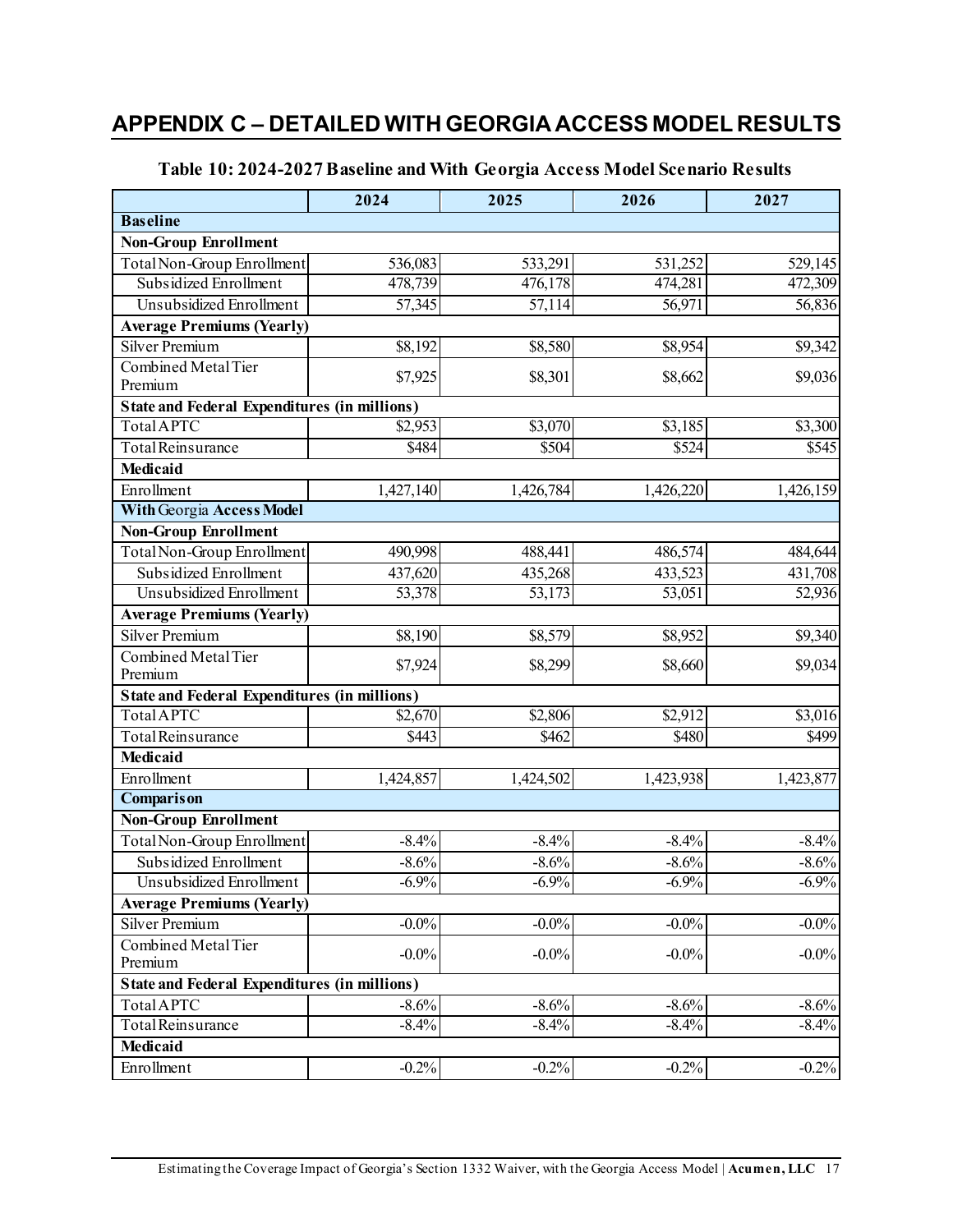# APPENDIX C – DETAILED WITH GEORGIA ACCESS MODEL RESULTS

**Table 10: 2024-2027 Baseline and With Georgia Access Model Scenario Results**

| | 2024 | 2025 | 2026 | 2027 |
|---|---|---|---|---|
| **Baseline** | | | | |
| **Non-Group Enrollment** | | | | |
| Total Non-Group Enrollment | 536,083 | 533,291 | 531,252 | 529,145 |
| Subsidized Enrollment | 478,739 | 476,178 | 474,281 | 472,309 |
| Unsubsidized Enrollment | 57,345 | 57,114 | 56,971 | 56,836 |
| **Average Premiums (Yearly)** | | | | |
| Silver Premium | $8,192 | $8,580 | $8,954 | $9,342 |
| Combined Metal Tier Premium | $7,925 | $8,301 | $8,662 | $9,036 |
| **State and Federal Expenditures (in millions)** | | | | |
| Total APTC | $2,953 | $3,070 | $3,185 | $3,300 |
| Total Reinsurance | $484 | $504 | $524 | $545 |
| **Medicaid** | | | | |
| Enrollment | 1,427,140 | 1,426,784 | 1,426,220 | 1,426,159 |
| **With** Georgia **Access Model** | | | | |
| **Non-Group Enrollment** | | | | |
| Total Non-Group Enrollment | 490,998 | 488,441 | 486,574 | 484,644 |
| Subsidized Enrollment | 437,620 | 435,268 | 433,523 | 431,708 |
| Unsubsidized Enrollment | 53,378 | 53,173 | 53,051 | 52,936 |
| **Average Premiums (Yearly)** | | | | |
| Silver Premium | $8,190 | $8,579 | $8,952 | $9,340 |
| Combined Metal Tier Premium | $7,924 | $8,299 | $8,660 | $9,034 |
| **State and Federal Expenditures (in millions)** | | | | |
| Total APTC | $2,670 | $2,806 | $2,912 | $3,016 |
| Total Reinsurance | $443 | $462 | $480 | $499 |
| **Medicaid** | | | | |
| Enrollment | 1,424,857 | 1,424,502 | 1,423,938 | 1,423,877 |
| **Comparison** | | | | |
| **Non-Group Enrollment** | | | | |
| Total Non-Group Enrollment | -8.4% | -8.4% | -8.4% | -8.4% |
| Subsidized Enrollment | -8.6% | -8.6% | -8.6% | -8.6% |
| Unsubsidized Enrollment | -6.9% | -6.9% | -6.9% | -6.9% |
| **Average Premiums (Yearly)** | | | | |
| Silver Premium | -0.0% | -0.0% | -0.0% | -0.0% |
| Combined Metal Tier Premium | -0.0% | -0.0% | -0.0% | -0.0% |
| **State and Federal Expenditures (in millions)** | | | | |
| Total APTC | -8.6% | -8.6% | -8.6% | -8.6% |
| Total Reinsurance | -8.4% | -8.4% | -8.4% | -8.4% |
| **Medicaid** | | | | |
| Enrollment | -0.2% | -0.2% | -0.2% | -0.2% |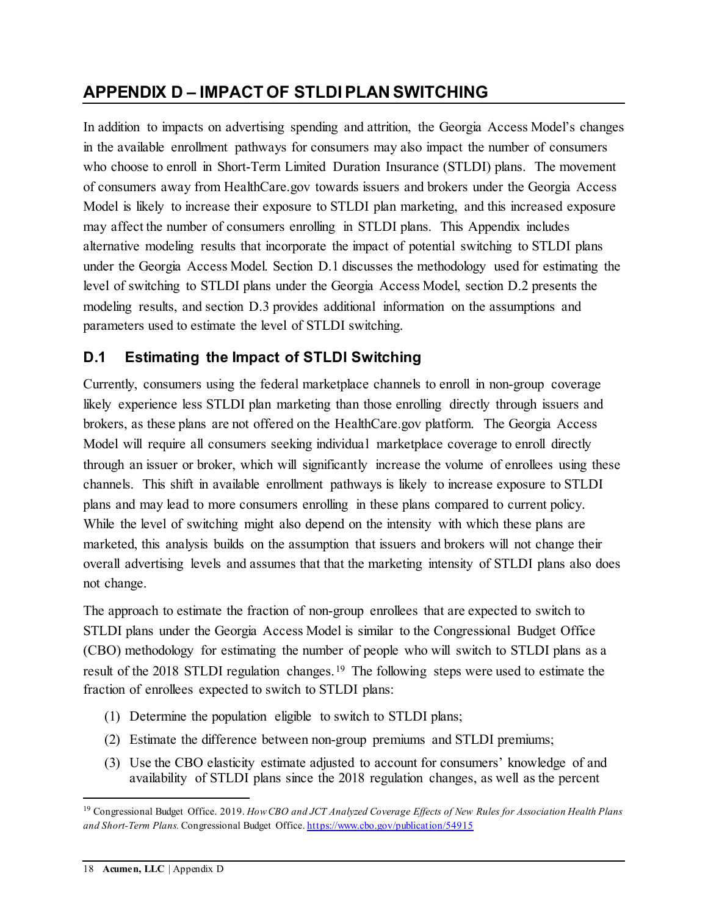# APPENDIX D – IMPACT OF STLDI PLAN SWITCHING

In addition to impacts on advertising spending and attrition, the Georgia Access Model's changes in the available enrollment pathways for consumers may also impact the number of consumers who choose to enroll in Short-Term Limited Duration Insurance (STLDI) plans. The movement of consumers away from HealthCare.gov towards issuers and brokers under the Georgia Access Model is likely to increase their exposure to STLDI plan marketing, and this increased exposure may affect the number of consumers enrolling in STLDI plans. This Appendix includes alternative modeling results that incorporate the impact of potential switching to STLDI plans under the Georgia Access Model. Section D.1 discusses the methodology used for estimating the level of switching to STLDI plans under the Georgia Access Model, section D.2 presents the modeling results, and section D.3 provides additional information on the assumptions and parameters used to estimate the level of STLDI switching.

## D.1 Estimating the Impact of STLDI Switching

Currently, consumers using the federal marketplace channels to enroll in non-group coverage likely experience less STLDI plan marketing than those enrolling directly through issuers and brokers, as these plans are not offered on the HealthCare.gov platform. The Georgia Access Model will require all consumers seeking individual marketplace coverage to enroll directly through an issuer or broker, which will significantly increase the volume of enrollees using these channels. This shift in available enrollment pathways is likely to increase exposure to STLDI plans and may lead to more consumers enrolling in these plans compared to current policy. While the level of switching might also depend on the intensity with which these plans are marketed, this analysis builds on the assumption that issuers and brokers will not change their overall advertising levels and assumes that that the marketing intensity of STLDI plans also does not change.

The approach to estimate the fraction of non-group enrollees that are expected to switch to STLDI plans under the Georgia Access Model is similar to the Congressional Budget Office (CBO) methodology for estimating the number of people who will switch to STLDI plans as a result of the 2018 STLDI regulation changes.[19] The following steps were used to estimate the fraction of enrollees expected to switch to STLDI plans:

(1) Determine the population eligible to switch to STLDI plans;

(2) Estimate the difference between non-group premiums and STLDI premiums;

(3) Use the CBO elasticity estimate adjusted to account for consumers' knowledge of and availability of STLDI plans since the 2018 regulation changes, as well as the percent

---

[19] Congressional Budget Office. 2019. *How CBO and JCT Analyzed Coverage Effects of New Rules for Association Health Plans and Short-Term Plans.* Congressional Budget Office. https://www.cbo.gov/publication/54915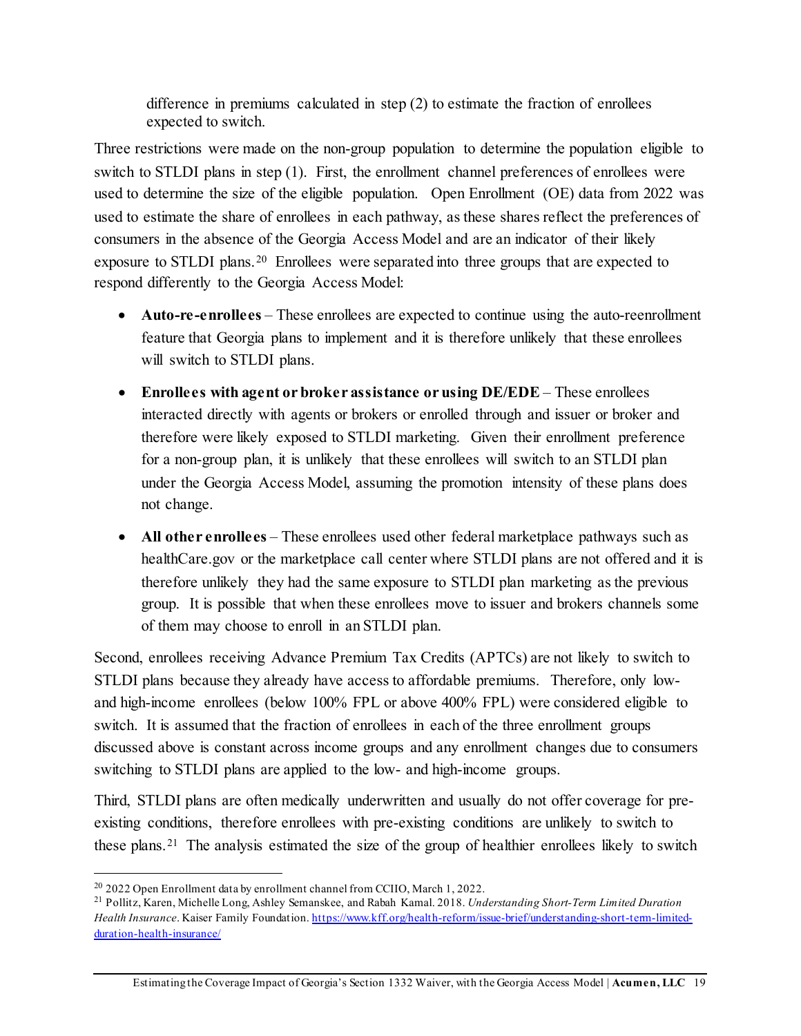difference in premiums calculated in step (2) to estimate the fraction of enrollees expected to switch.

Three restrictions were made on the non-group population to determine the population eligible to switch to STLDI plans in step (1). First, the enrollment channel preferences of enrollees were used to determine the size of the eligible population. Open Enrollment (OE) data from 2022 was used to estimate the share of enrollees in each pathway, as these shares reflect the preferences of consumers in the absence of the Georgia Access Model and are an indicator of their likely exposure to STLDI plans.[20] Enrollees were separated into three groups that are expected to respond differently to the Georgia Access Model:

- **Auto-re-enrollees** – These enrollees are expected to continue using the auto-reenrollment feature that Georgia plans to implement and it is therefore unlikely that these enrollees will switch to STLDI plans.
- **Enrollees with agent or broker assistance or using DE/EDE** – These enrollees interacted directly with agents or brokers or enrolled through and issuer or broker and therefore were likely exposed to STLDI marketing. Given their enrollment preference for a non-group plan, it is unlikely that these enrollees will switch to an STLDI plan under the Georgia Access Model, assuming the promotion intensity of these plans does not change.
- **All other enrollees** – These enrollees used other federal marketplace pathways such as healthCare.gov or the marketplace call center where STLDI plans are not offered and it is therefore unlikely they had the same exposure to STLDI plan marketing as the previous group. It is possible that when these enrollees move to issuer and brokers channels some of them may choose to enroll in an STLDI plan.

Second, enrollees receiving Advance Premium Tax Credits (APTCs) are not likely to switch to STLDI plans because they already have access to affordable premiums. Therefore, only low- and high-income enrollees (below 100% FPL or above 400% FPL) were considered eligible to switch. It is assumed that the fraction of enrollees in each of the three enrollment groups discussed above is constant across income groups and any enrollment changes due to consumers switching to STLDI plans are applied to the low- and high-income groups.

Third, STLDI plans are often medically underwritten and usually do not offer coverage for pre-existing conditions, therefore enrollees with pre-existing conditions are unlikely to switch to these plans.[21] The analysis estimated the size of the group of healthier enrollees likely to switch

[20] 2022 Open Enrollment data by enrollment channel from CCIIO, March 1, 2022.

[21] Pollitz, Karen, Michelle Long, Ashley Semanskee, and Rabah Kamal. 2018. *Understanding Short-Term Limited Duration Health Insurance*. Kaiser Family Foundation. https://www.kff.org/health-reform/issue-brief/understanding-short-term-limited-duration-health-insurance/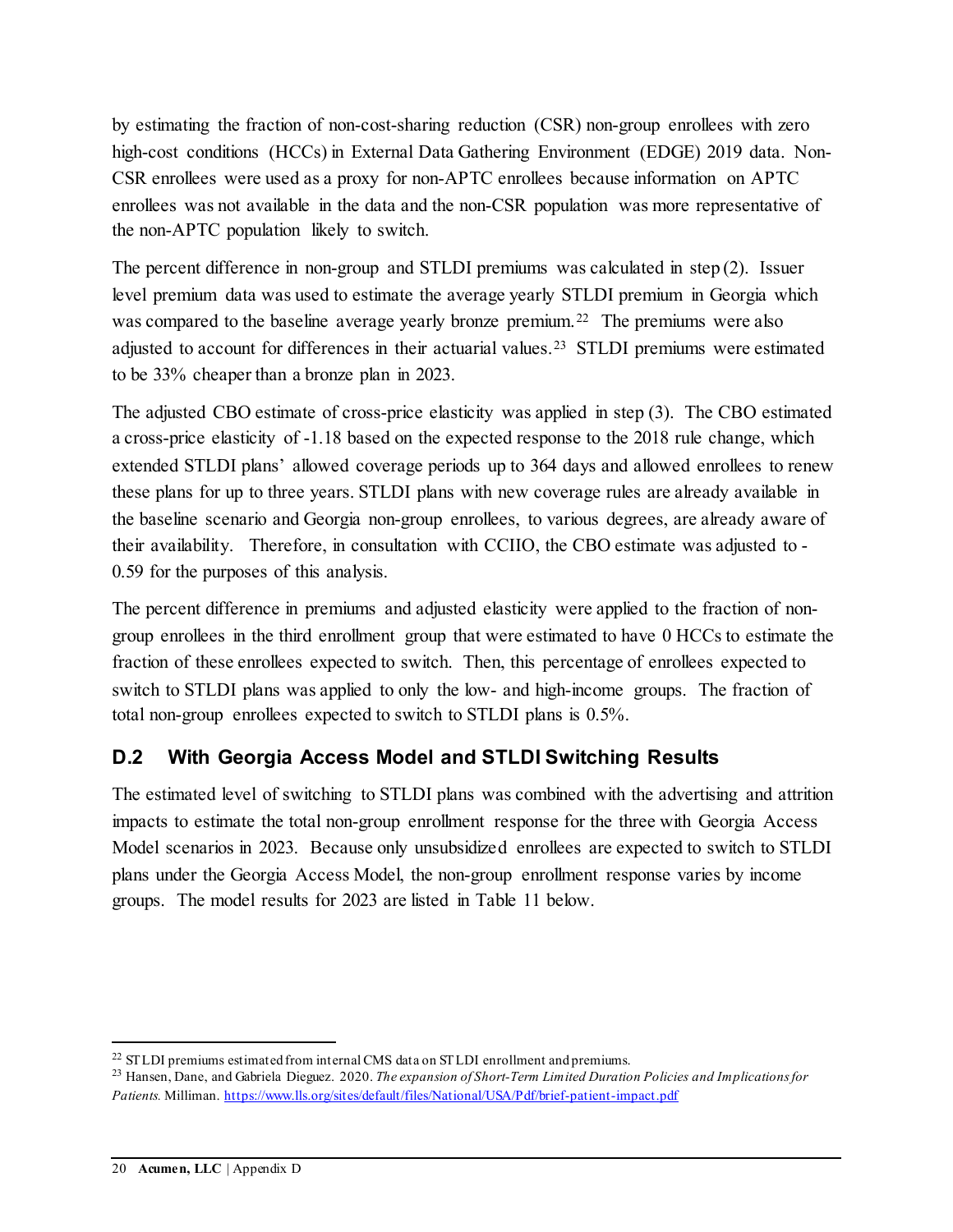by estimating the fraction of non-cost-sharing reduction (CSR) non-group enrollees with zero high-cost conditions (HCCs) in External Data Gathering Environment (EDGE) 2019 data. Non-CSR enrollees were used as a proxy for non-APTC enrollees because information on APTC enrollees was not available in the data and the non-CSR population was more representative of the non-APTC population likely to switch.

The percent difference in non-group and STLDI premiums was calculated in step (2). Issuer level premium data was used to estimate the average yearly STLDI premium in Georgia which was compared to the baseline average yearly bronze premium.[22] The premiums were also adjusted to account for differences in their actuarial values.[23] STLDI premiums were estimated to be 33% cheaper than a bronze plan in 2023.

The adjusted CBO estimate of cross-price elasticity was applied in step (3). The CBO estimated a cross-price elasticity of -1.18 based on the expected response to the 2018 rule change, which extended STLDI plans' allowed coverage periods up to 364 days and allowed enrollees to renew these plans for up to three years. STLDI plans with new coverage rules are already available in the baseline scenario and Georgia non-group enrollees, to various degrees, are already aware of their availability. Therefore, in consultation with CCIIO, the CBO estimate was adjusted to -0.59 for the purposes of this analysis.

The percent difference in premiums and adjusted elasticity were applied to the fraction of non-group enrollees in the third enrollment group that were estimated to have 0 HCCs to estimate the fraction of these enrollees expected to switch. Then, this percentage of enrollees expected to switch to STLDI plans was applied to only the low- and high-income groups. The fraction of total non-group enrollees expected to switch to STLDI plans is 0.5%.

## D.2 With Georgia Access Model and STLDI Switching Results

The estimated level of switching to STLDI plans was combined with the advertising and attrition impacts to estimate the total non-group enrollment response for the three with Georgia Access Model scenarios in 2023. Because only unsubsidized enrollees are expected to switch to STLDI plans under the Georgia Access Model, the non-group enrollment response varies by income groups. The model results for 2023 are listed in Table 11 below.

---

[22] STLDI premiums estimated from internal CMS data on STLDI enrollment and premiums.

[23] Hansen, Dane, and Gabriela Dieguez. 2020. *The expansion of Short-Term Limited Duration Policies and Implications for Patients.* Milliman. https://www.lls.org/sites/default/files/National/USA/Pdf/brief-patient-impact.pdf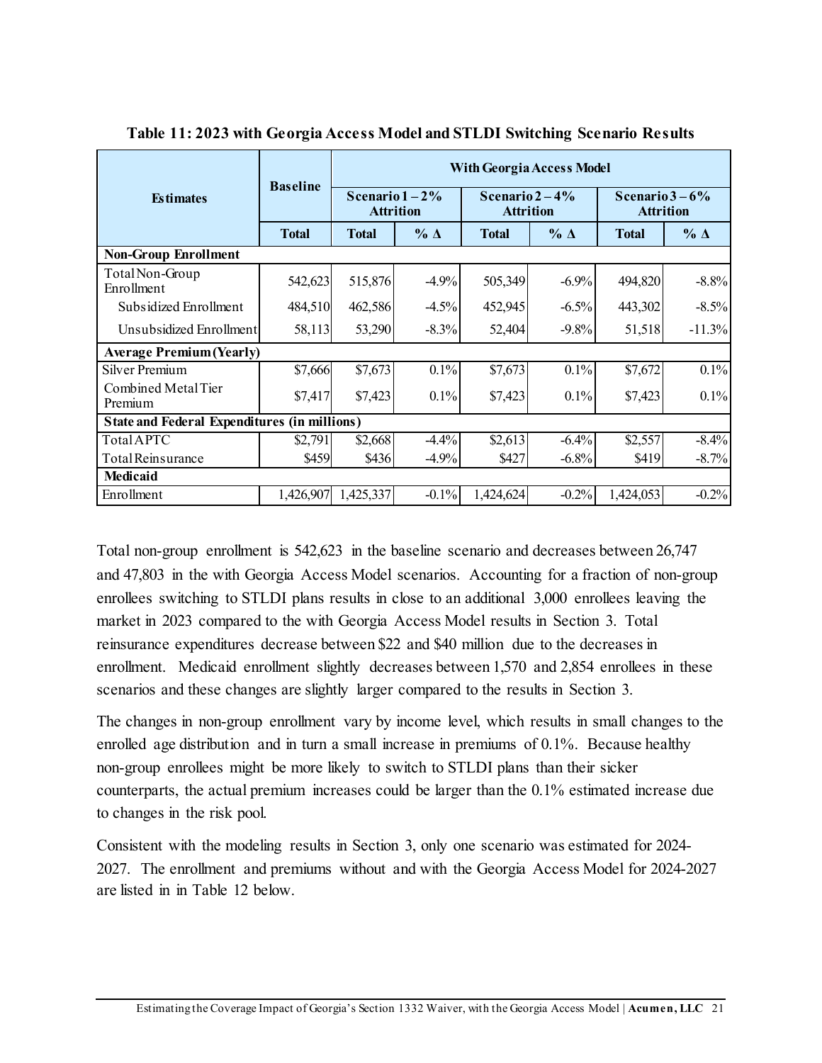**Table 11: 2023 with Georgia Access Model and STLDI Switching Scenario Results**

| Estimates | Baseline | With Georgia Access Model | | | | | |
|---|---|---|---|---|---|---|---|
| | | Scenario 1 – 2% Attrition | | Scenario 2 – 4% Attrition | | Scenario 3 – 6% Attrition | |
| | Total | Total | % Δ | Total | % Δ | Total | % Δ |
| **Non-Group Enrollment** | | | | | | | |
| Total Non-Group Enrollment | 542,623 | 515,876 | -4.9% | 505,349 | -6.9% | 494,820 | -8.8% |
| Subsidized Enrollment | 484,510 | 462,586 | -4.5% | 452,945 | -6.5% | 443,302 | -8.5% |
| Unsubsidized Enrollment | 58,113 | 53,290 | -8.3% | 52,404 | -9.8% | 51,518 | -11.3% |
| **Average Premium (Yearly)** | | | | | | | |
| Silver Premium | $7,666 | $7,673 | 0.1% | $7,673 | 0.1% | $7,672 | 0.1% |
| Combined Metal Tier Premium | $7,417 | $7,423 | 0.1% | $7,423 | 0.1% | $7,423 | 0.1% |
| **State and Federal Expenditures (in millions)** | | | | | | | |
| Total APTC | $2,791 | $2,668 | -4.4% | $2,613 | -6.4% | $2,557 | -8.4% |
| Total Reinsurance | $459 | $436 | -4.9% | $427 | -6.8% | $419 | -8.7% |
| **Medicaid** | | | | | | | |
| Enrollment | 1,426,907 | 1,425,337 | -0.1% | 1,424,624 | -0.2% | 1,424,053 | -0.2% |

Total non-group enrollment is 542,623 in the baseline scenario and decreases between 26,747 and 47,803 in the with Georgia Access Model scenarios. Accounting for a fraction of non-group enrollees switching to STLDI plans results in close to an additional 3,000 enrollees leaving the market in 2023 compared to the with Georgia Access Model results in Section 3. Total reinsurance expenditures decrease between $22 and $40 million due to the decreases in enrollment. Medicaid enrollment slightly decreases between 1,570 and 2,854 enrollees in these scenarios and these changes are slightly larger compared to the results in Section 3.

The changes in non-group enrollment vary by income level, which results in small changes to the enrolled age distribution and in turn a small increase in premiums of 0.1%. Because healthy non-group enrollees might be more likely to switch to STLDI plans than their sicker counterparts, the actual premium increases could be larger than the 0.1% estimated increase due to changes in the risk pool.

Consistent with the modeling results in Section 3, only one scenario was estimated for 2024-2027. The enrollment and premiums without and with the Georgia Access Model for 2024-2027 are listed in in Table 12 below.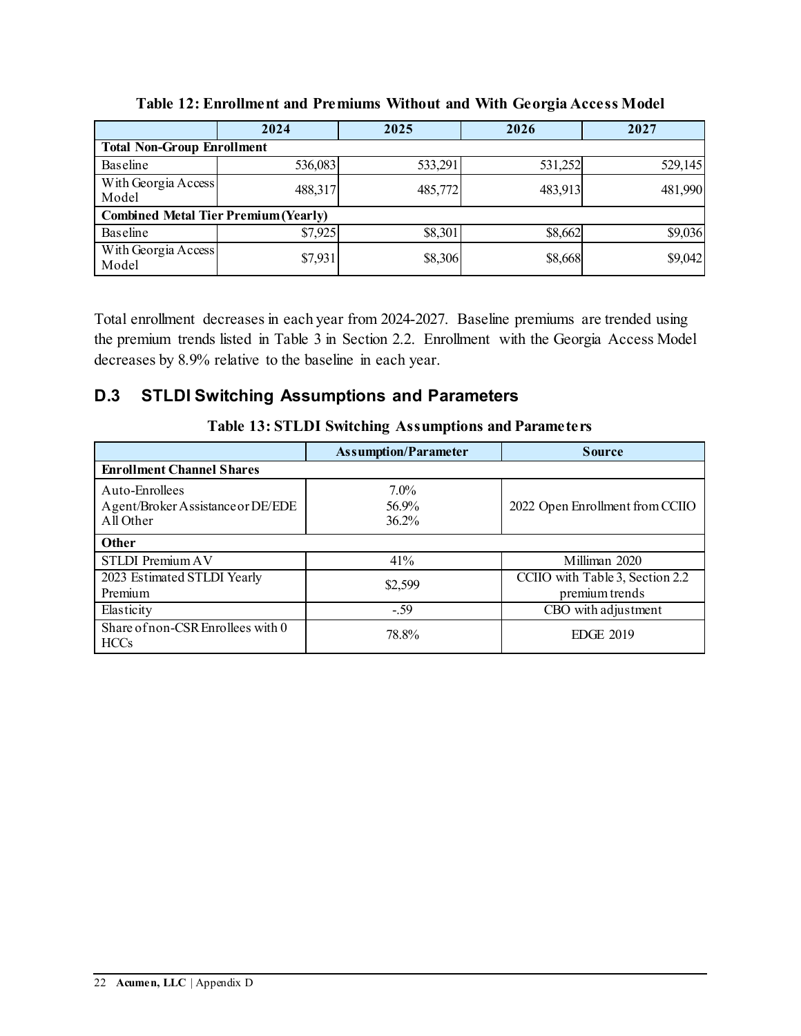**Table 12: Enrollment and Premiums Without and With Georgia Access Model**

| | 2024 | 2025 | 2026 | 2027 |
|---|---|---|---|---|
| **Total Non-Group Enrollment** | | | | |
| Baseline | 536,083 | 533,291 | 531,252 | 529,145 |
| With Georgia Access Model | 488,317 | 485,772 | 483,913 | 481,990 |
| **Combined Metal Tier Premium (Yearly)** | | | | |
| Baseline | $7,925 | $8,301 | $8,662 | $9,036 |
| With Georgia Access Model | $7,931 | $8,306 | $8,668 | $9,042 |

Total enrollment decreases in each year from 2024-2027. Baseline premiums are trended using the premium trends listed in Table 3 in Section 2.2. Enrollment with the Georgia Access Model decreases by 8.9% relative to the baseline in each year.

## D.3 STLDI Switching Assumptions and Parameters

**Table 13: STLDI Switching Assumptions and Parameters**

| | Assumption/Parameter | Source |
|---|---|---|
| **Enrollment Channel Shares** | | |
| Auto-Enrollees<br>Agent/Broker Assistance or DE/EDE<br>All Other | 7.0%<br>56.9%<br>36.2% | 2022 Open Enrollment from CCIIO |
| **Other** | | |
| STLDI Premium AV | 41% | Milliman 2020 |
| 2023 Estimated STLDI Yearly Premium | $2,599 | CCIIO with Table 3, Section 2.2 premium trends |
| Elasticity | -.59 | CBO with adjustment |
| Share of non-CSR Enrollees with 0 HCCs | 78.8% | EDGE 2019 |